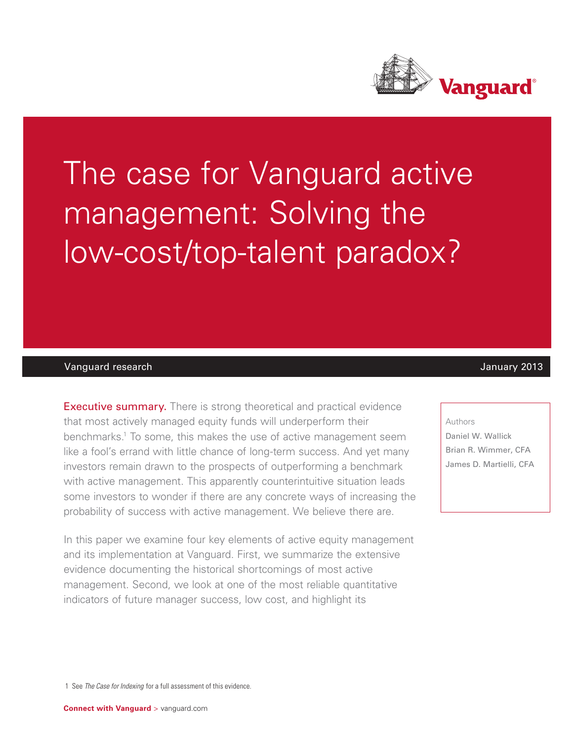Vanguard®

# The case for Vanguard active management: Solving the low-cost/top-talent paradox?

Vanguard research | January 2013

Authors

Daniel W. Wallick

Brian R. Wimmer, CFA

James D. Martielli, CFA

**Executive summary.** There is strong theoretical and practical evidence that most actively managed equity funds will underperform their benchmarks.[1] To some, this makes the use of active management seem like a fool's errand with little chance of long-term success. And yet many investors remain drawn to the prospects of outperforming a benchmark with active management. This apparently counterintuitive situation leads some investors to wonder if there are any concrete ways of increasing the probability of success with active management. We believe there are.

In this paper we examine four key elements of active equity management and its implementation at Vanguard. First, we summarize the extensive evidence documenting the historical shortcomings of most active management. Second, we look at one of the most reliable quantitative indicators of future manager success, low cost, and highlight its

1 See *The Case for Indexing* for a full assessment of this evidence.

**Connect with Vanguard** > vanguard.com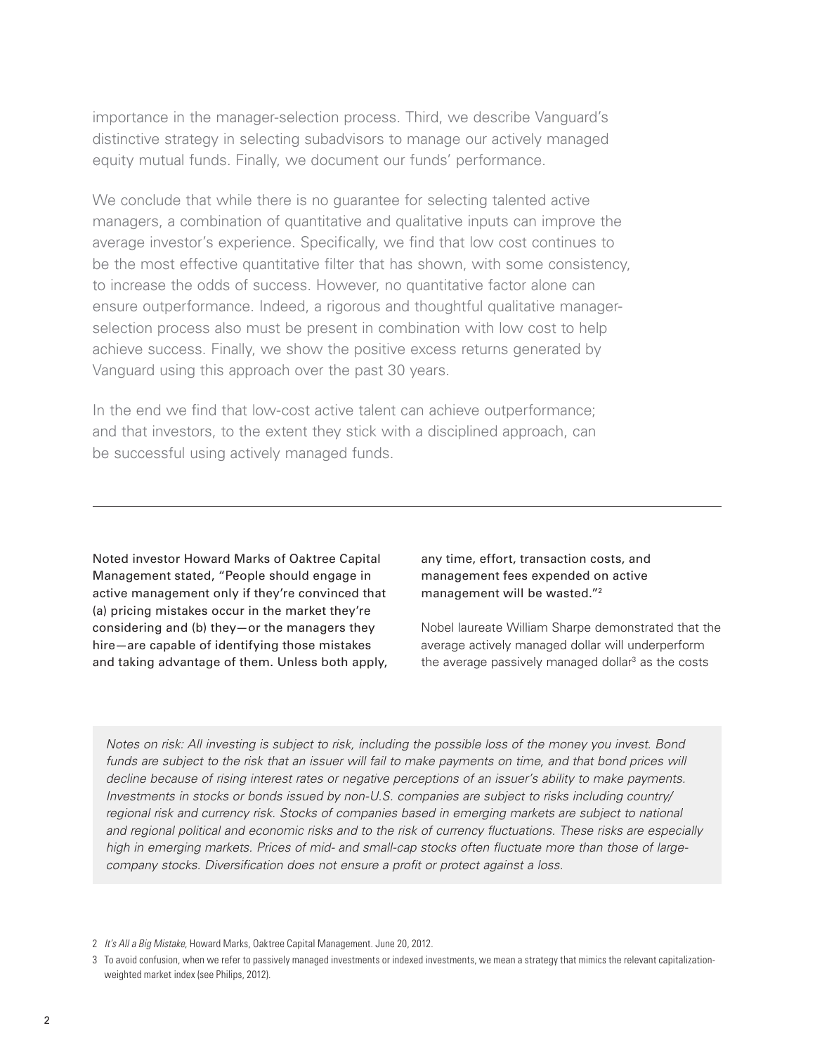importance in the manager-selection process. Third, we describe Vanguard's distinctive strategy in selecting subadvisors to manage our actively managed equity mutual funds. Finally, we document our funds' performance.

We conclude that while there is no guarantee for selecting talented active managers, a combination of quantitative and qualitative inputs can improve the average investor's experience. Specifically, we find that low cost continues to be the most effective quantitative filter that has shown, with some consistency, to increase the odds of success. However, no quantitative factor alone can ensure outperformance. Indeed, a rigorous and thoughtful qualitative manager-selection process also must be present in combination with low cost to help achieve success. Finally, we show the positive excess returns generated by Vanguard using this approach over the past 30 years.

In the end we find that low-cost active talent can achieve outperformance; and that investors, to the extent they stick with a disciplined approach, can be successful using actively managed funds.

---

Noted investor Howard Marks of Oaktree Capital Management stated, "People should engage in active management only if they're convinced that (a) pricing mistakes occur in the market they're considering and (b) they—or the managers they hire—are capable of identifying those mistakes and taking advantage of them. Unless both apply, any time, effort, transaction costs, and management fees expended on active management will be wasted."[2]

Nobel laureate William Sharpe demonstrated that the average actively managed dollar will underperform the average passively managed dollar[3] as the costs

*Notes on risk: All investing is subject to risk, including the possible loss of the money you invest. Bond funds are subject to the risk that an issuer will fail to make payments on time, and that bond prices will decline because of rising interest rates or negative perceptions of an issuer's ability to make payments. Investments in stocks or bonds issued by non-U.S. companies are subject to risks including country/regional risk and currency risk. Stocks of companies based in emerging markets are subject to national and regional political and economic risks and to the risk of currency fluctuations. These risks are especially high in emerging markets. Prices of mid- and small-cap stocks often fluctuate more than those of large-company stocks. Diversification does not ensure a profit or protect against a loss.*

2 *It's All a Big Mistake*, Howard Marks, Oaktree Capital Management. June 20, 2012.

3 To avoid confusion, when we refer to passively managed investments or indexed investments, we mean a strategy that mimics the relevant capitalization-weighted market index (see Philips, 2012).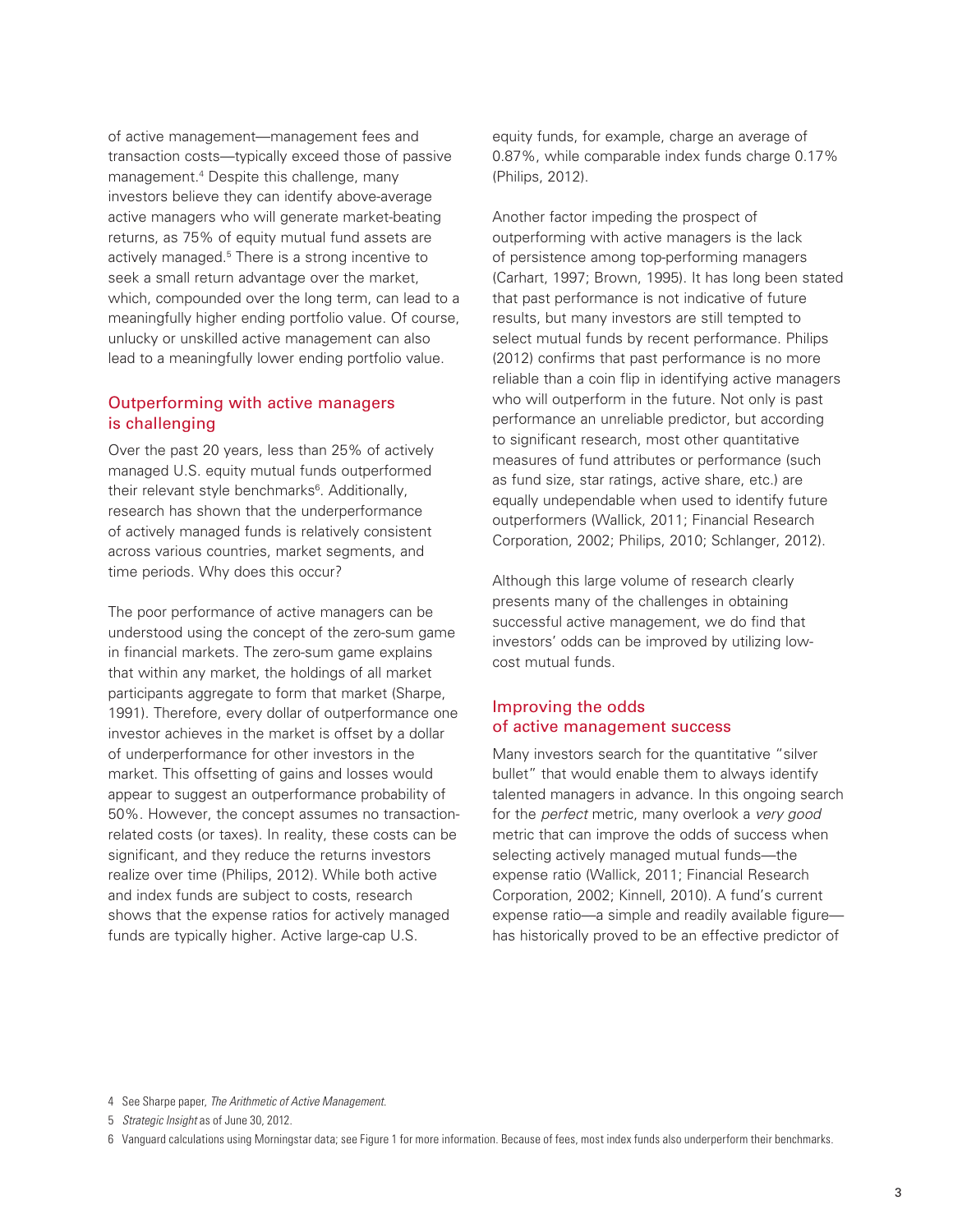of active management—management fees and transaction costs—typically exceed those of passive management.[4] Despite this challenge, many investors believe they can identify above-average active managers who will generate market-beating returns, as 75% of equity mutual fund assets are actively managed.[5] There is a strong incentive to seek a small return advantage over the market, which, compounded over the long term, can lead to a meaningfully higher ending portfolio value. Of course, unlucky or unskilled active management can also lead to a meaningfully lower ending portfolio value.

## Outperforming with active managers is challenging

Over the past 20 years, less than 25% of actively managed U.S. equity mutual funds outperformed their relevant style benchmarks[6]. Additionally, research has shown that the underperformance of actively managed funds is relatively consistent across various countries, market segments, and time periods. Why does this occur?

The poor performance of active managers can be understood using the concept of the zero-sum game in financial markets. The zero-sum game explains that within any market, the holdings of all market participants aggregate to form that market (Sharpe, 1991). Therefore, every dollar of outperformance one investor achieves in the market is offset by a dollar of underperformance for other investors in the market. This offsetting of gains and losses would appear to suggest an outperformance probability of 50%. However, the concept assumes no transaction-related costs (or taxes). In reality, these costs can be significant, and they reduce the returns investors realize over time (Philips, 2012). While both active and index funds are subject to costs, research shows that the expense ratios for actively managed funds are typically higher. Active large-cap U.S. equity funds, for example, charge an average of 0.87%, while comparable index funds charge 0.17% (Philips, 2012).

Another factor impeding the prospect of outperforming with active managers is the lack of persistence among top-performing managers (Carhart, 1997; Brown, 1995). It has long been stated that past performance is not indicative of future results, but many investors are still tempted to select mutual funds by recent performance. Philips (2012) confirms that past performance is no more reliable than a coin flip in identifying active managers who will outperform in the future. Not only is past performance an unreliable predictor, but according to significant research, most other quantitative measures of fund attributes or performance (such as fund size, star ratings, active share, etc.) are equally undependable when used to identify future outperformers (Wallick, 2011; Financial Research Corporation, 2002; Philips, 2010; Schlanger, 2012).

Although this large volume of research clearly presents many of the challenges in obtaining successful active management, we do find that investors' odds can be improved by utilizing low-cost mutual funds.

## Improving the odds of active management success

Many investors search for the quantitative "silver bullet" that would enable them to always identify talented managers in advance. In this ongoing search for the *perfect* metric, many overlook a *very good* metric that can improve the odds of success when selecting actively managed mutual funds—the expense ratio (Wallick, 2011; Financial Research Corporation, 2002; Kinnell, 2010). A fund's current expense ratio—a simple and readily available figure—has historically proved to be an effective predictor of

---

4 See Sharpe paper, *The Arithmetic of Active Management.*

5 *Strategic Insight* as of June 30, 2012.

6 Vanguard calculations using Morningstar data; see Figure 1 for more information. Because of fees, most index funds also underperform their benchmarks.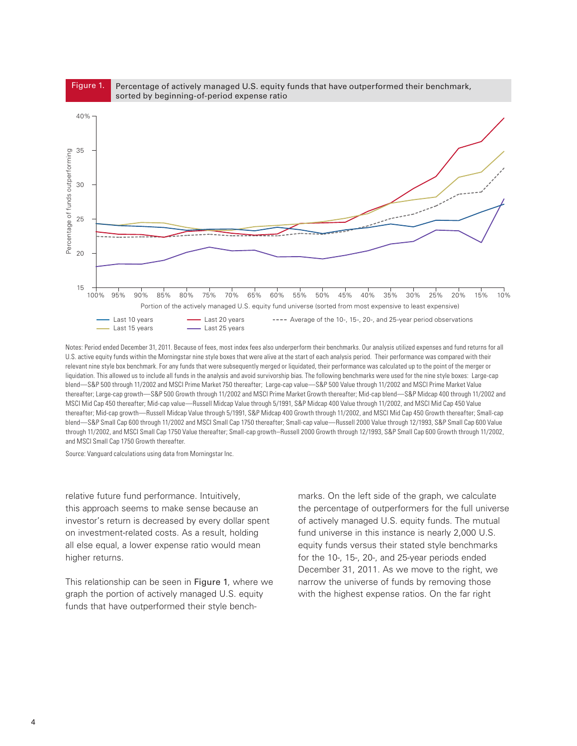**Figure 1.** Percentage of actively managed U.S. equity funds that have outperformed their benchmark, sorted by beginning-of-period expense ratio

Notes: Period ended December 31, 2011. Because of fees, most index fees also underperform their benchmarks. Our analysis utilized expenses and fund returns for all U.S. active equity funds within the Morningstar nine style boxes that were alive at the start of each analysis period. Their performance was compared with their relevant nine style box benchmark. For any funds that were subsequently merged or liquidated, their performance was calculated up to the point of the merger or liquidation. This allowed us to include all funds in the analysis and avoid survivorship bias. The following benchmarks were used for the nine style boxes: Large-cap blend—S&P 500 through 11/2002 and MSCI Prime Market 750 thereafter; Large-cap value—S&P 500 Value through 11/2002 and MSCI Prime Market Value thereafter; Large-cap growth—S&P 500 Growth through 11/2002 and MSCI Prime Market Growth thereafter; Mid-cap blend—S&P Midcap 400 through 11/2002 and MSCI Mid Cap 450 thereafter; Mid-cap value—Russell Midcap Value through 5/1991, S&P Midcap 400 Value through 11/2002, and MSCI Mid Cap 450 Value thereafter; Mid-cap growth—Russell Midcap Value through 5/1991, S&P Midcap 400 Growth through 11/2002, and MSCI Mid Cap 450 Growth thereafter; Small-cap blend—S&P Small Cap 600 through 11/2002 and MSCI Small Cap 1750 thereafter; Small-cap value—Russell 2000 Value through 12/1993, S&P Small Cap 600 Value through 11/2002, and MSCI Small Cap 1750 Value thereafter; Small-cap growth–Russell 2000 Growth through 12/1993, S&P Small Cap 600 Growth through 11/2002, and MSCI Small Cap 1750 Growth thereafter.

Source: Vanguard calculations using data from Morningstar Inc.

relative future fund performance. Intuitively, this approach seems to make sense because an investor's return is decreased by every dollar spent on investment-related costs. As a result, holding all else equal, a lower expense ratio would mean higher returns.

This relationship can be seen in **Figure 1**, where we graph the portion of actively managed U.S. equity funds that have outperformed their style benchmarks. On the left side of the graph, we calculate the percentage of outperformers for the full universe of actively managed U.S. equity funds. The mutual fund universe in this instance is nearly 2,000 U.S. equity funds versus their stated style benchmarks for the 10-, 15-, 20-, and 25-year periods ended December 31, 2011. As we move to the right, we narrow the universe of funds by removing those with the highest expense ratios. On the far right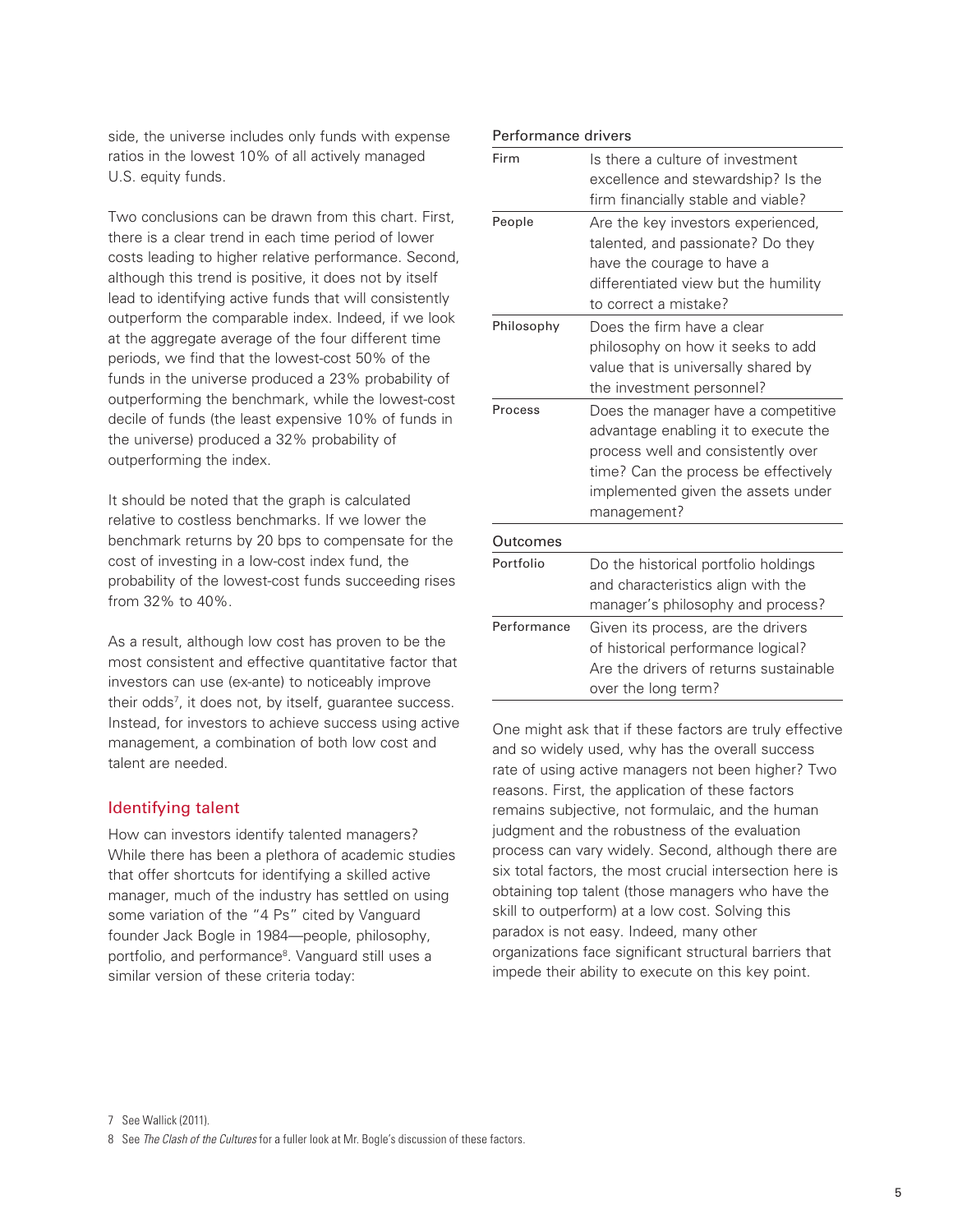side, the universe includes only funds with expense ratios in the lowest 10% of all actively managed U.S. equity funds.

Two conclusions can be drawn from this chart. First, there is a clear trend in each time period of lower costs leading to higher relative performance. Second, although this trend is positive, it does not by itself lead to identifying active funds that will consistently outperform the comparable index. Indeed, if we look at the aggregate average of the four different time periods, we find that the lowest-cost 50% of the funds in the universe produced a 23% probability of outperforming the benchmark, while the lowest-cost decile of funds (the least expensive 10% of funds in the universe) produced a 32% probability of outperforming the index.

It should be noted that the graph is calculated relative to costless benchmarks. If we lower the benchmark returns by 20 bps to compensate for the cost of investing in a low-cost index fund, the probability of the lowest-cost funds succeeding rises from 32% to 40%.

As a result, although low cost has proven to be the most consistent and effective quantitative factor that investors can use (ex-ante) to noticeably improve their odds[7], it does not, by itself, guarantee success. Instead, for investors to achieve success using active management, a combination of both low cost and talent are needed.

## Identifying talent

How can investors identify talented managers? While there has been a plethora of academic studies that offer shortcuts for identifying a skilled active manager, much of the industry has settled on using some variation of the "4 Ps" cited by Vanguard founder Jack Bogle in 1984—people, philosophy, portfolio, and performance[8]. Vanguard still uses a similar version of these criteria today:

| Performance drivers | |
|---|---|
| Firm | Is there a culture of investment excellence and stewardship? Is the firm financially stable and viable? |
| People | Are the key investors experienced, talented, and passionate? Do they have the courage to have a differentiated view but the humility to correct a mistake? |
| Philosophy | Does the firm have a clear philosophy on how it seeks to add value that is universally shared by the investment personnel? |
| Process | Does the manager have a competitive advantage enabling it to execute the process well and consistently over time? Can the process be effectively implemented given the assets under management? |
| **Outcomes** | |
| Portfolio | Do the historical portfolio holdings and characteristics align with the manager's philosophy and process? |
| Performance | Given its process, are the drivers of historical performance logical? Are the drivers of returns sustainable over the long term? |

One might ask that if these factors are truly effective and so widely used, why has the overall success rate of using active managers not been higher? Two reasons. First, the application of these factors remains subjective, not formulaic, and the human judgment and the robustness of the evaluation process can vary widely. Second, although there are six total factors, the most crucial intersection here is obtaining top talent (those managers who have the skill to outperform) at a low cost. Solving this paradox is not easy. Indeed, many other organizations face significant structural barriers that impede their ability to execute on this key point.

7 See Wallick (2011).

8 See *The Clash of the Cultures* for a fuller look at Mr. Bogle's discussion of these factors.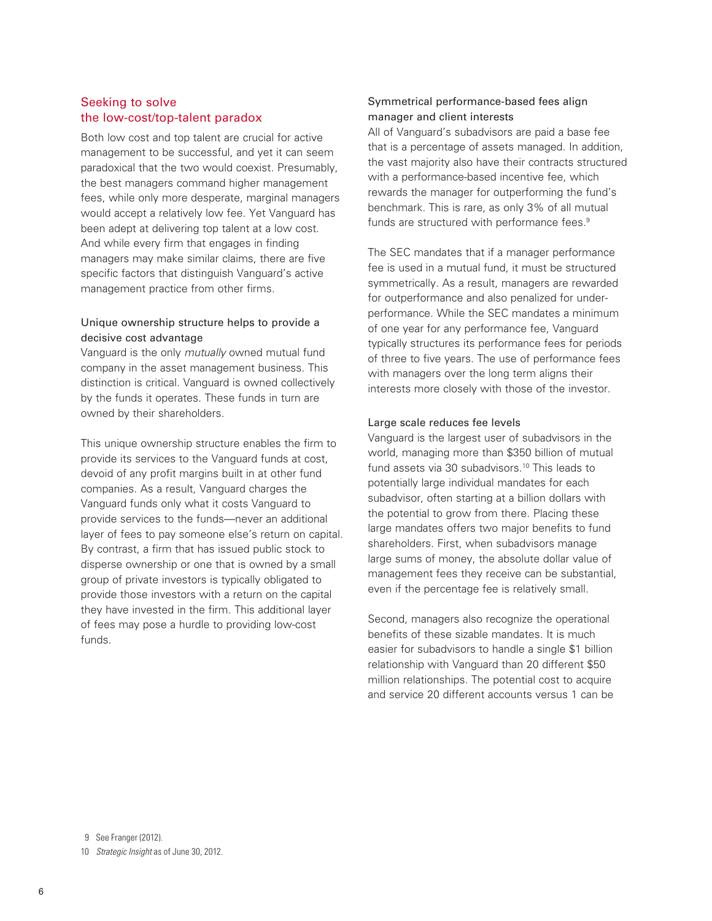## Seeking to solve the low-cost/top-talent paradox

Both low cost and top talent are crucial for active management to be successful, and yet it can seem paradoxical that the two would coexist. Presumably, the best managers command higher management fees, while only more desperate, marginal managers would accept a relatively low fee. Yet Vanguard has been adept at delivering top talent at a low cost. And while every firm that engages in finding managers may make similar claims, there are five specific factors that distinguish Vanguard's active management practice from other firms.

### Unique ownership structure helps to provide a decisive cost advantage

Vanguard is the only *mutually* owned mutual fund company in the asset management business. This distinction is critical. Vanguard is owned collectively by the funds it operates. These funds in turn are owned by their shareholders.

This unique ownership structure enables the firm to provide its services to the Vanguard funds at cost, devoid of any profit margins built in at other fund companies. As a result, Vanguard charges the Vanguard funds only what it costs Vanguard to provide services to the funds—never an additional layer of fees to pay someone else's return on capital. By contrast, a firm that has issued public stock to disperse ownership or one that is owned by a small group of private investors is typically obligated to provide those investors with a return on the capital they have invested in the firm. This additional layer of fees may pose a hurdle to providing low-cost funds.

### Symmetrical performance-based fees align manager and client interests

All of Vanguard's subadvisors are paid a base fee that is a percentage of assets managed. In addition, the vast majority also have their contracts structured with a performance-based incentive fee, which rewards the manager for outperforming the fund's benchmark. This is rare, as only 3% of all mutual funds are structured with performance fees.[9]

The SEC mandates that if a manager performance fee is used in a mutual fund, it must be structured symmetrically. As a result, managers are rewarded for outperformance and also penalized for underperformance. While the SEC mandates a minimum of one year for any performance fee, Vanguard typically structures its performance fees for periods of three to five years. The use of performance fees with managers over the long term aligns their interests more closely with those of the investor.

### Large scale reduces fee levels

Vanguard is the largest user of subadvisors in the world, managing more than $350 billion of mutual fund assets via 30 subadvisors.[10] This leads to potentially large individual mandates for each subadvisor, often starting at a billion dollars with the potential to grow from there. Placing these large mandates offers two major benefits to fund shareholders. First, when subadvisors manage large sums of money, the absolute dollar value of management fees they receive can be substantial, even if the percentage fee is relatively small.

Second, managers also recognize the operational benefits of these sizable mandates. It is much easier for subadvisors to handle a single $1 billion relationship with Vanguard than 20 different $50 million relationships. The potential cost to acquire and service 20 different accounts versus 1 can be

9 See Franger (2012).

10 *Strategic Insight* as of June 30, 2012.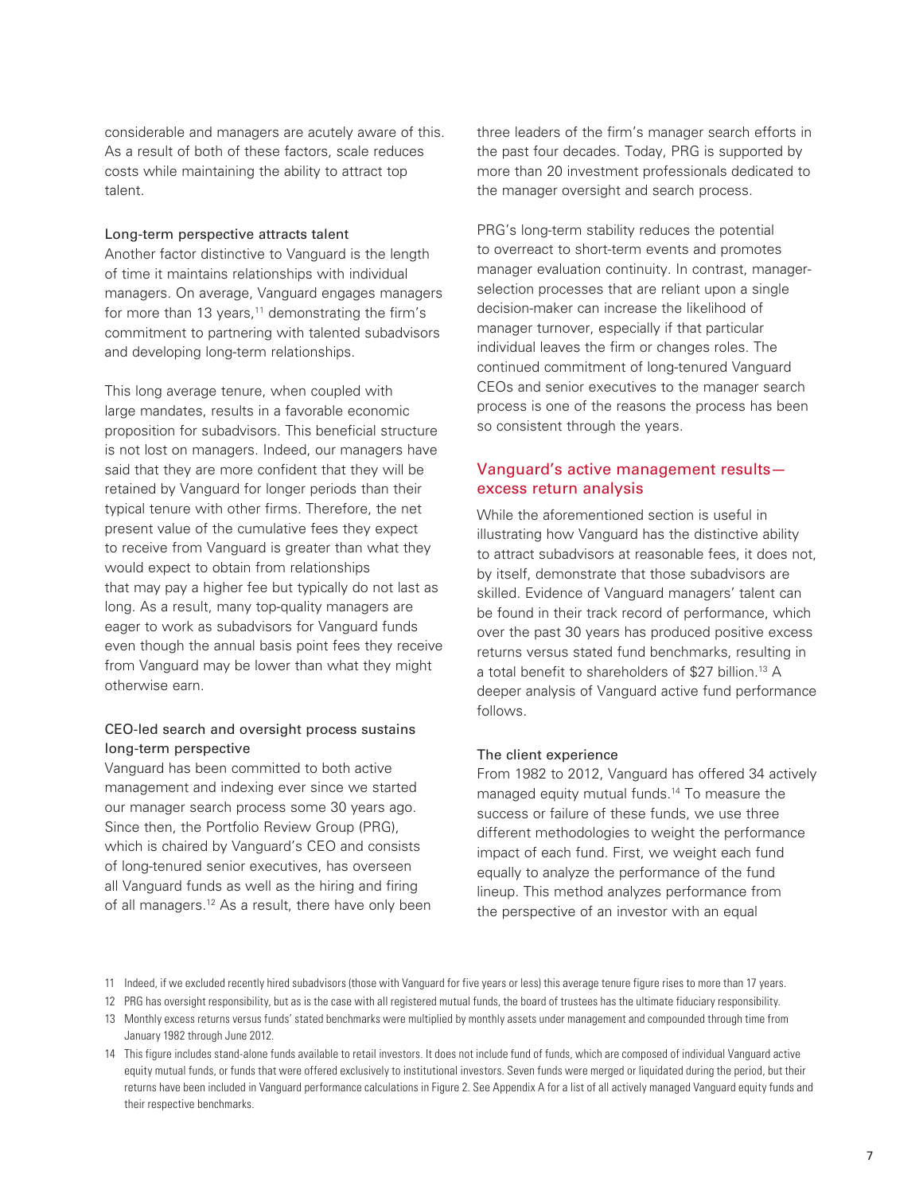considerable and managers are acutely aware of this. As a result of both of these factors, scale reduces costs while maintaining the ability to attract top talent.

### Long-term perspective attracts talent

Another factor distinctive to Vanguard is the length of time it maintains relationships with individual managers. On average, Vanguard engages managers for more than 13 years,[11] demonstrating the firm's commitment to partnering with talented subadvisors and developing long-term relationships.

This long average tenure, when coupled with large mandates, results in a favorable economic proposition for subadvisors. This beneficial structure is not lost on managers. Indeed, our managers have said that they are more confident that they will be retained by Vanguard for longer periods than their typical tenure with other firms. Therefore, the net present value of the cumulative fees they expect to receive from Vanguard is greater than what they would expect to obtain from relationships that may pay a higher fee but typically do not last as long. As a result, many top-quality managers are eager to work as subadvisors for Vanguard funds even though the annual basis point fees they receive from Vanguard may be lower than what they might otherwise earn.

### CEO-led search and oversight process sustains long-term perspective

Vanguard has been committed to both active management and indexing ever since we started our manager search process some 30 years ago. Since then, the Portfolio Review Group (PRG), which is chaired by Vanguard's CEO and consists of long-tenured senior executives, has overseen all Vanguard funds as well as the hiring and firing of all managers.[12] As a result, there have only been three leaders of the firm's manager search efforts in the past four decades. Today, PRG is supported by more than 20 investment professionals dedicated to the manager oversight and search process.

PRG's long-term stability reduces the potential to overreact to short-term events and promotes manager evaluation continuity. In contrast, manager-selection processes that are reliant upon a single decision-maker can increase the likelihood of manager turnover, especially if that particular individual leaves the firm or changes roles. The continued commitment of long-tenured Vanguard CEOs and senior executives to the manager search process is one of the reasons the process has been so consistent through the years.

## Vanguard's active management results—excess return analysis

While the aforementioned section is useful in illustrating how Vanguard has the distinctive ability to attract subadvisors at reasonable fees, it does not, by itself, demonstrate that those subadvisors are skilled. Evidence of Vanguard managers' talent can be found in their track record of performance, which over the past 30 years has produced positive excess returns versus stated fund benchmarks, resulting in a total benefit to shareholders of $27 billion.[13] A deeper analysis of Vanguard active fund performance follows.

### The client experience

From 1982 to 2012, Vanguard has offered 34 actively managed equity mutual funds.[14] To measure the success or failure of these funds, we use three different methodologies to weight the performance impact of each fund. First, we weight each fund equally to analyze the performance of the fund lineup. This method analyzes performance from the perspective of an investor with an equal

---

11 Indeed, if we excluded recently hired subadvisors (those with Vanguard for five years or less) this average tenure figure rises to more than 17 years.

12 PRG has oversight responsibility, but as is the case with all registered mutual funds, the board of trustees has the ultimate fiduciary responsibility.

13 Monthly excess returns versus funds' stated benchmarks were multiplied by monthly assets under management and compounded through time from January 1982 through June 2012.

14 This figure includes stand-alone funds available to retail investors. It does not include fund of funds, which are composed of individual Vanguard active equity mutual funds, or funds that were offered exclusively to institutional investors. Seven funds were merged or liquidated during the period, but their returns have been included in Vanguard performance calculations in Figure 2. See Appendix A for a list of all actively managed Vanguard equity funds and their respective benchmarks.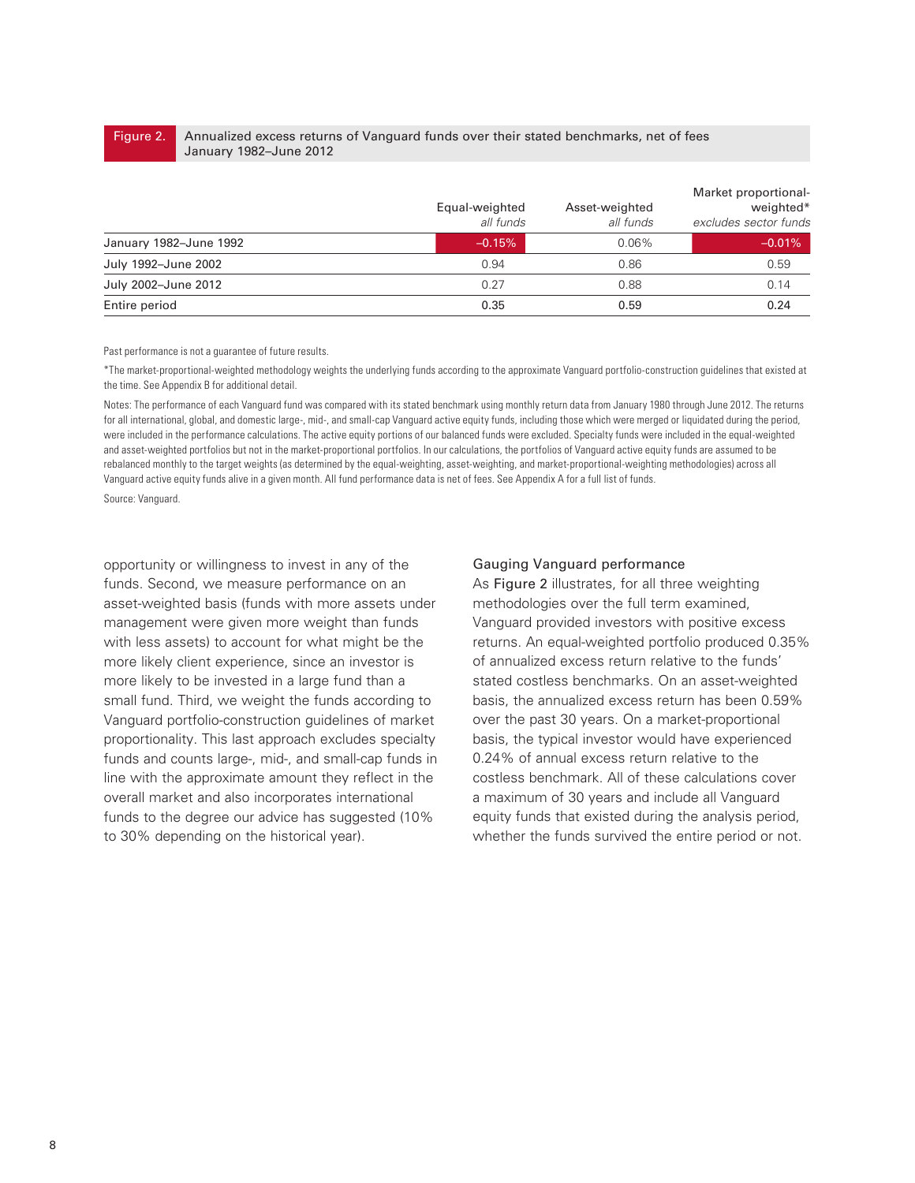**Figure 2.** Annualized excess returns of Vanguard funds over their stated benchmarks, net of fees
January 1982–June 2012

| | Equal-weighted *all funds* | Asset-weighted *all funds* | Market proportional-weighted* *excludes sector funds* |
|---|---|---|---|
| January 1982–June 1992 | –0.15% | 0.06% | –0.01% |
| July 1992–June 2002 | 0.94 | 0.86 | 0.59 |
| July 2002–June 2012 | 0.27 | 0.88 | 0.14 |
| Entire period | **0.35** | **0.59** | **0.24** |

Past performance is not a guarantee of future results.

*The market-proportional-weighted methodology weights the underlying funds according to the approximate Vanguard portfolio-construction guidelines that existed at the time. See Appendix B for additional detail.

Notes: The performance of each Vanguard fund was compared with its stated benchmark using monthly return data from January 1980 through June 2012. The returns for all international, global, and domestic large-, mid-, and small-cap Vanguard active equity funds, including those which were merged or liquidated during the period, were included in the performance calculations. The active equity portions of our balanced funds were excluded. Specialty funds were included in the equal-weighted and asset-weighted portfolios but not in the market-proportional portfolios. In our calculations, the portfolios of Vanguard active equity funds are assumed to be rebalanced monthly to the target weights (as determined by the equal-weighting, asset-weighting, and market-proportional-weighting methodologies) across all Vanguard active equity funds alive in a given month. All fund performance data is net of fees. See Appendix A for a full list of funds.

Source: Vanguard.

opportunity or willingness to invest in any of the funds. Second, we measure performance on an asset-weighted basis (funds with more assets under management were given more weight than funds with less assets) to account for what might be the more likely client experience, since an investor is more likely to be invested in a large fund than a small fund. Third, we weight the funds according to Vanguard portfolio-construction guidelines of market proportionality. This last approach excludes specialty funds and counts large-, mid-, and small-cap funds in line with the approximate amount they reflect in the overall market and also incorporates international funds to the degree our advice has suggested (10% to 30% depending on the historical year).

### Gauging Vanguard performance

As Figure 2 illustrates, for all three weighting methodologies over the full term examined, Vanguard provided investors with positive excess returns. An equal-weighted portfolio produced 0.35% of annualized excess return relative to the funds' stated costless benchmarks. On an asset-weighted basis, the annualized excess return has been 0.59% over the past 30 years. On a market-proportional basis, the typical investor would have experienced 0.24% of annual excess return relative to the costless benchmark. All of these calculations cover a maximum of 30 years and include all Vanguard equity funds that existed during the analysis period, whether the funds survived the entire period or not.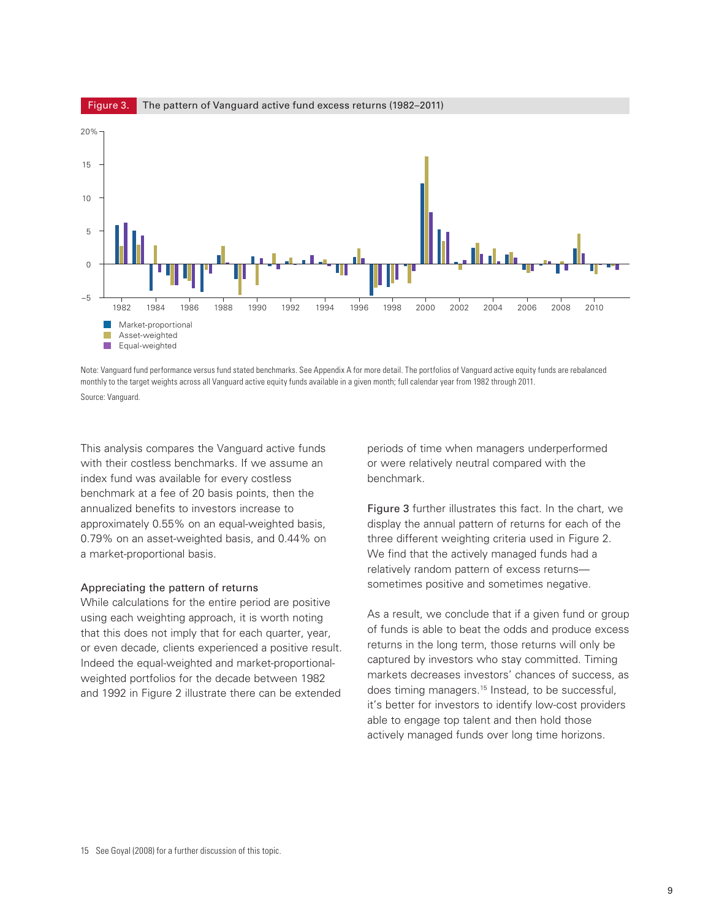**Figure 3.** The pattern of Vanguard active fund excess returns (1982–2011)

Note: Vanguard fund performance versus fund stated benchmarks. See Appendix A for more detail. The portfolios of Vanguard active equity funds are rebalanced monthly to the target weights across all Vanguard active equity funds available in a given month; full calendar year from 1982 through 2011.

Source: Vanguard.

This analysis compares the Vanguard active funds with their costless benchmarks. If we assume an index fund was available for every costless benchmark at a fee of 20 basis points, then the annualized benefits to investors increase to approximately 0.55% on an equal-weighted basis, 0.79% on an asset-weighted basis, and 0.44% on a market-proportional basis.

### Appreciating the pattern of returns

While calculations for the entire period are positive using each weighting approach, it is worth noting that this does not imply that for each quarter, year, or even decade, clients experienced a positive result. Indeed the equal-weighted and market-proportional-weighted portfolios for the decade between 1982 and 1992 in Figure 2 illustrate there can be extended periods of time when managers underperformed or were relatively neutral compared with the benchmark.

Figure 3 further illustrates this fact. In the chart, we display the annual pattern of returns for each of the three different weighting criteria used in Figure 2. We find that the actively managed funds had a relatively random pattern of excess returns—sometimes positive and sometimes negative.

As a result, we conclude that if a given fund or group of funds is able to beat the odds and produce excess returns in the long term, those returns will only be captured by investors who stay committed. Timing markets decreases investors' chances of success, as does timing managers.[15] Instead, to be successful, it's better for investors to identify low-cost providers able to engage top talent and then hold those actively managed funds over long time horizons.

15 See Goyal (2008) for a further discussion of this topic.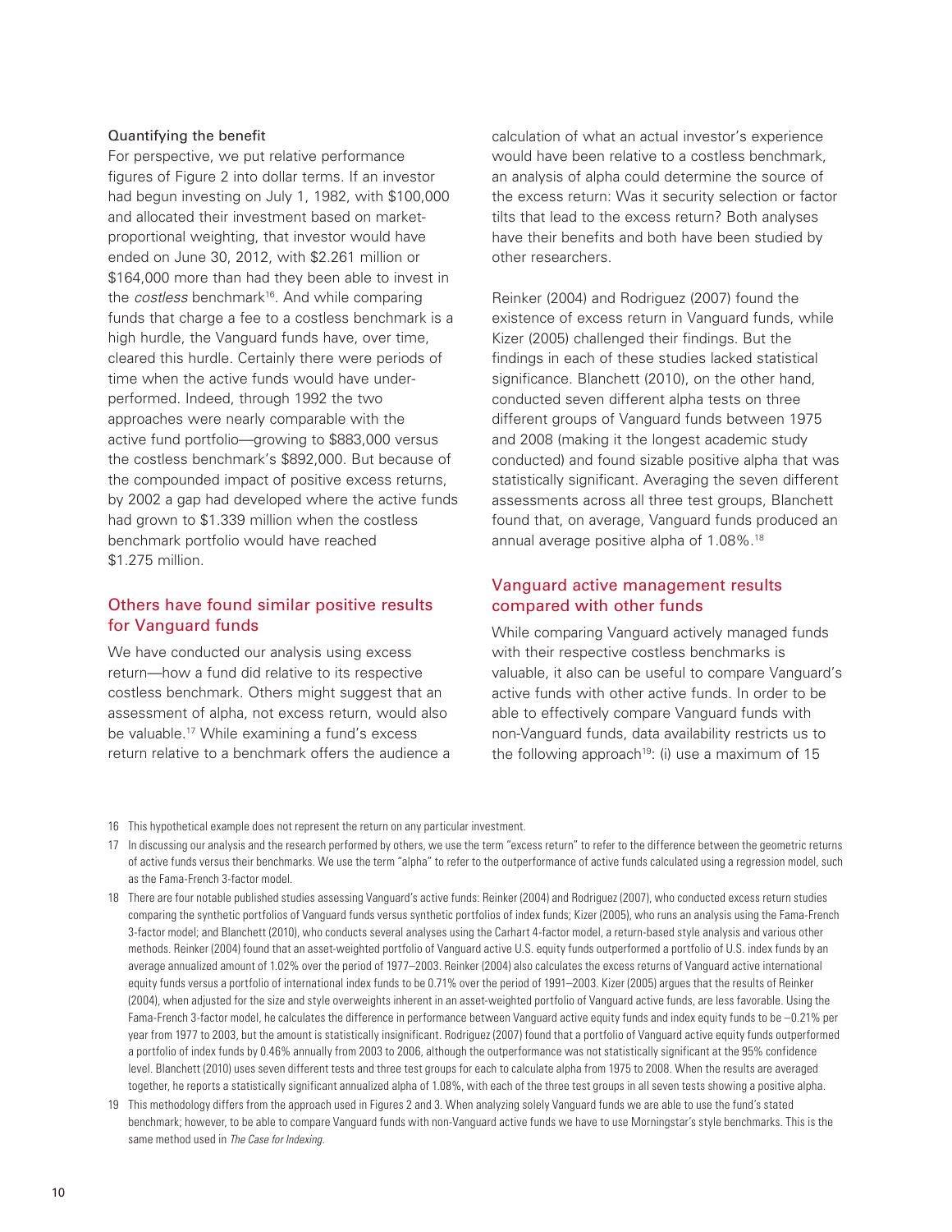### Quantifying the benefit

For perspective, we put relative performance figures of Figure 2 into dollar terms. If an investor had begun investing on July 1, 1982, with $100,000 and allocated their investment based on market-proportional weighting, that investor would have ended on June 30, 2012, with $2.261 million or $164,000 more than had they been able to invest in the *costless* benchmark[16]. And while comparing funds that charge a fee to a costless benchmark is a high hurdle, the Vanguard funds have, over time, cleared this hurdle. Certainly there were periods of time when the active funds would have under-performed. Indeed, through 1992 the two approaches were nearly comparable with the active fund portfolio—growing to $883,000 versus the costless benchmark's $892,000. But because of the compounded impact of positive excess returns, by 2002 a gap had developed where the active funds had grown to $1.339 million when the costless benchmark portfolio would have reached $1.275 million.

## Others have found similar positive results for Vanguard funds

We have conducted our analysis using excess return—how a fund did relative to its respective costless benchmark. Others might suggest that an assessment of alpha, not excess return, would also be valuable.[17] While examining a fund's excess return relative to a benchmark offers the audience a calculation of what an actual investor's experience would have been relative to a costless benchmark, an analysis of alpha could determine the source of the excess return: Was it security selection or factor tilts that lead to the excess return? Both analyses have their benefits and both have been studied by other researchers.

Reinker (2004) and Rodriguez (2007) found the existence of excess return in Vanguard funds, while Kizer (2005) challenged their findings. But the findings in each of these studies lacked statistical significance. Blanchett (2010), on the other hand, conducted seven different alpha tests on three different groups of Vanguard funds between 1975 and 2008 (making it the longest academic study conducted) and found sizable positive alpha that was statistically significant. Averaging the seven different assessments across all three test groups, Blanchett found that, on average, Vanguard funds produced an annual average positive alpha of 1.08%.[18]

## Vanguard active management results compared with other funds

While comparing Vanguard actively managed funds with their respective costless benchmarks is valuable, it also can be useful to compare Vanguard's active funds with other active funds. In order to be able to effectively compare Vanguard funds with non-Vanguard funds, data availability restricts us to the following approach[19]: (i) use a maximum of 15

---

16 This hypothetical example does not represent the return on any particular investment.

17 In discussing our analysis and the research performed by others, we use the term "excess return" to refer to the difference between the geometric returns of active funds versus their benchmarks. We use the term "alpha" to refer to the outperformance of active funds calculated using a regression model, such as the Fama-French 3-factor model.

18 There are four notable published studies assessing Vanguard's active funds: Reinker (2004) and Rodriguez (2007), who conducted excess return studies comparing the synthetic portfolios of Vanguard funds versus synthetic portfolios of index funds; Kizer (2005), who runs an analysis using the Fama-French 3-factor model; and Blanchett (2010), who conducts several analyses using the Carhart 4-factor model, a return-based style analysis and various other methods. Reinker (2004) found that an asset-weighted portfolio of Vanguard active U.S. equity funds outperformed a portfolio of U.S. index funds by an average annualized amount of 1.02% over the period of 1977–2003. Reinker (2004) also calculates the excess returns of Vanguard active international equity funds versus a portfolio of international index funds to be 0.71% over the period of 1991–2003. Kizer (2005) argues that the results of Reinker (2004), when adjusted for the size and style overweights inherent in an asset-weighted portfolio of Vanguard active funds, are less favorable. Using the Fama-French 3-factor model, he calculates the difference in performance between Vanguard active equity funds and index equity funds to be –0.21% per year from 1977 to 2003, but the amount is statistically insignificant. Rodriguez (2007) found that a portfolio of Vanguard active equity funds outperformed a portfolio of index funds by 0.46% annually from 2003 to 2006, although the outperformance was not statistically significant at the 95% confidence level. Blanchett (2010) uses seven different tests and three test groups for each to calculate alpha from 1975 to 2008. When the results are averaged together, he reports a statistically significant annualized alpha of 1.08%, with each of the three test groups in all seven tests showing a positive alpha.

19 This methodology differs from the approach used in Figures 2 and 3. When analyzing solely Vanguard funds we are able to use the fund's stated benchmark; however, to be able to compare Vanguard funds with non-Vanguard active funds we have to use Morningstar's style benchmarks. This is the same method used in *The Case for Indexing*.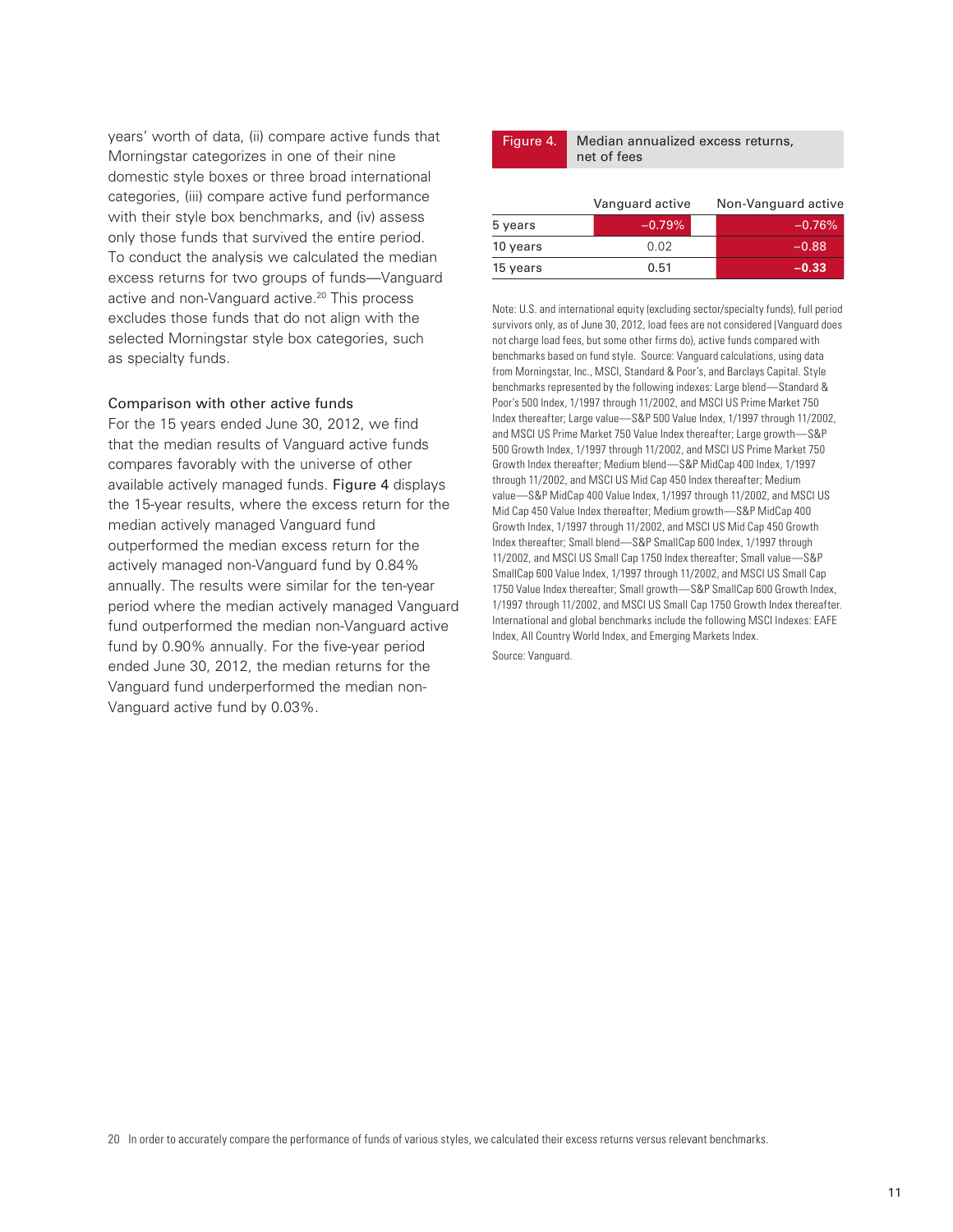years' worth of data, (ii) compare active funds that Morningstar categorizes in one of their nine domestic style boxes or three broad international categories, (iii) compare active fund performance with their style box benchmarks, and (iv) assess only those funds that survived the entire period. To conduct the analysis we calculated the median excess returns for two groups of funds—Vanguard active and non-Vanguard active.[20] This process excludes those funds that do not align with the selected Morningstar style box categories, such as specialty funds.

### Comparison with other active funds

For the 15 years ended June 30, 2012, we find that the median results of Vanguard active funds compares favorably with the universe of other available actively managed funds. Figure 4 displays the 15-year results, where the excess return for the median actively managed Vanguard fund outperformed the median excess return for the actively managed non-Vanguard fund by 0.84% annually. The results were similar for the ten-year period where the median actively managed Vanguard fund outperformed the median non-Vanguard active fund by 0.90% annually. For the five-year period ended June 30, 2012, the median returns for the Vanguard fund underperformed the median non-Vanguard active fund by 0.03%.

**Figure 4.** Median annualized excess returns, net of fees

| | Vanguard active | Non-Vanguard active |
|---|---|---|
| 5 years | –0.79% | –0.76% |
| 10 years | 0.02 | –0.88 |
| 15 years | 0.51 | **–0.33** |

Note: U.S. and international equity (excluding sector/specialty funds), full period survivors only, as of June 30, 2012, load fees are not considered (Vanguard does not charge load fees, but some other firms do), active funds compared with benchmarks based on fund style. Source: Vanguard calculations, using data from Morningstar, Inc., MSCI, Standard & Poor's, and Barclays Capital. Style benchmarks represented by the following indexes: Large blend—Standard & Poor's 500 Index, 1/1997 through 11/2002, and MSCI US Prime Market 750 Index thereafter; Large value—S&P 500 Value Index, 1/1997 through 11/2002, and MSCI US Prime Market 750 Value Index thereafter; Large growth—S&P 500 Growth Index, 1/1997 through 11/2002, and MSCI US Prime Market 750 Growth Index thereafter; Medium blend—S&P MidCap 400 Index, 1/1997 through 11/2002, and MSCI US Mid Cap 450 Index thereafter; Medium value—S&P MidCap 400 Value Index, 1/1997 through 11/2002, and MSCI US Mid Cap 450 Value Index thereafter; Medium growth—S&P MidCap 400 Growth Index, 1/1997 through 11/2002, and MSCI US Mid Cap 450 Growth Index thereafter; Small blend—S&P SmallCap 600 Index, 1/1997 through 11/2002, and MSCI US Small Cap 1750 Index thereafter; Small value—S&P SmallCap 600 Value Index, 1/1997 through 11/2002, and MSCI US Small Cap 1750 Value Index thereafter; Small growth—S&P SmallCap 600 Growth Index, 1/1997 through 11/2002, and MSCI US Small Cap 1750 Growth Index thereafter. International and global benchmarks include the following MSCI Indexes: EAFE Index, All Country World Index, and Emerging Markets Index.

Source: Vanguard.

[20] In order to accurately compare the performance of funds of various styles, we calculated their excess returns versus relevant benchmarks.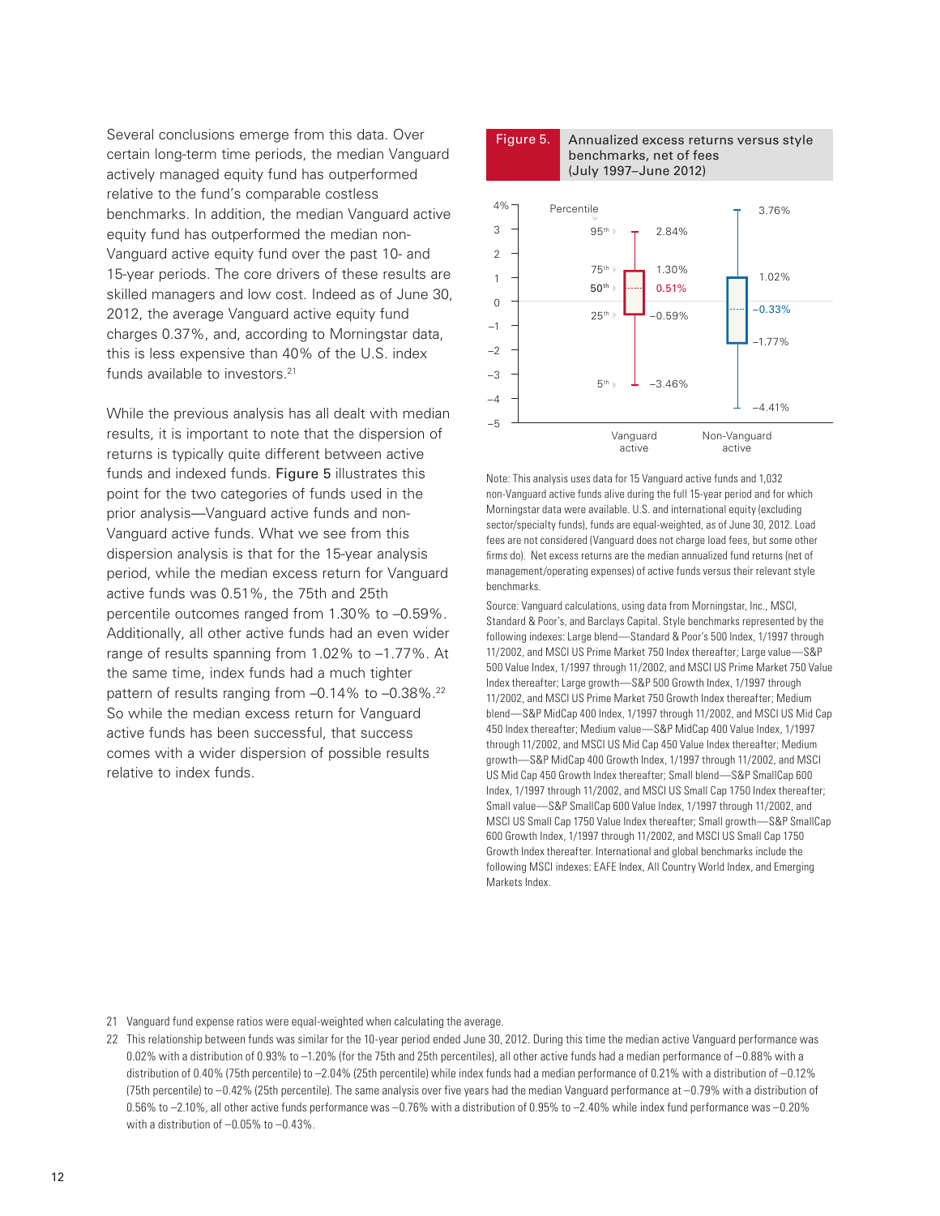Several conclusions emerge from this data. Over certain long-term time periods, the median Vanguard actively managed equity fund has outperformed relative to the fund's comparable costless benchmarks. In addition, the median Vanguard active equity fund has outperformed the median non-Vanguard active equity fund over the past 10- and 15-year periods. The core drivers of these results are skilled managers and low cost. Indeed as of June 30, 2012, the average Vanguard active equity fund charges 0.37%, and, according to Morningstar data, this is less expensive than 40% of the U.S. index funds available to investors.[21]

While the previous analysis has all dealt with median results, it is important to note that the dispersion of returns is typically quite different between active funds and indexed funds. **Figure 5** illustrates this point for the two categories of funds used in the prior analysis—Vanguard active funds and non-Vanguard active funds. What we see from this dispersion analysis is that for the 15-year analysis period, while the median excess return for Vanguard active funds was 0.51%, the 75th and 25th percentile outcomes ranged from 1.30% to –0.59%. Additionally, all other active funds had an even wider range of results spanning from 1.02% to –1.77%. At the same time, index funds had a much tighter pattern of results ranging from –0.14% to –0.38%.[22] So while the median excess return for Vanguard active funds has been successful, that success comes with a wider dispersion of possible results relative to index funds.

**Figure 5.** Annualized excess returns versus style benchmarks, net of fees (July 1997–June 2012)

| Percentile | Vanguard active | Non-Vanguard active |
|---|---|---|
| 95th | 2.84% | 3.76% |
| 75th | 1.30% | 1.02% |
| 50th | 0.51% | –0.33% |
| 25th | –0.59% | –1.77% |
| 5th | –3.46% | –4.41% |

Note: This analysis uses data for 15 Vanguard active funds and 1,032 non-Vanguard active funds alive during the full 15-year period and for which Morningstar data were available. U.S. and international equity (excluding sector/specialty funds), funds are equal-weighted, as of June 30, 2012. Load fees are not considered (Vanguard does not charge load fees, but some other firms do). Net excess returns are the median annualized fund returns (net of management/operating expenses) of active funds versus their relevant style benchmarks.

Source: Vanguard calculations, using data from Morningstar, Inc., MSCI, Standard & Poor's, and Barclays Capital. Style benchmarks represented by the following indexes: Large blend—Standard & Poor's 500 Index, 1/1997 through 11/2002, and MSCI US Prime Market 750 Index thereafter; Large value—S&P 500 Value Index, 1/1997 through 11/2002, and MSCI US Prime Market 750 Value Index thereafter; Large growth—S&P 500 Growth Index, 1/1997 through 11/2002, and MSCI US Prime Market 750 Growth Index thereafter; Medium blend—S&P MidCap 400 Index, 1/1997 through 11/2002, and MSCI US Mid Cap 450 Index thereafter; Medium value—S&P MidCap 400 Value Index, 1/1997 through 11/2002, and MSCI US Mid Cap 450 Value Index thereafter; Medium growth—S&P MidCap 400 Growth Index, 1/1997 through 11/2002, and MSCI US Mid Cap 450 Growth Index thereafter; Small blend—S&P SmallCap 600 Index, 1/1997 through 11/2002, and MSCI US Small Cap 1750 Index thereafter; Small value—S&P SmallCap 600 Value Index, 1/1997 through 11/2002, and MSCI US Small Cap 1750 Value Index thereafter; Small growth—S&P SmallCap 600 Growth Index, 1/1997 through 11/2002, and MSCI US Small Cap 1750 Growth Index thereafter. International and global benchmarks include the following MSCI indexes: EAFE Index, All Country World Index, and Emerging Markets Index.

---

21 Vanguard fund expense ratios were equal-weighted when calculating the average.

22 This relationship between funds was similar for the 10-year period ended June 30, 2012. During this time the median active Vanguard performance was 0.02% with a distribution of 0.93% to –1.20% (for the 75th and 25th percentiles), all other active funds had a median performance of –0.88% with a distribution of 0.40% (75th percentile) to –2.04% (25th percentile) while index funds had a median performance of 0.21% with a distribution of –0.12% (75th percentile) to –0.42% (25th percentile). The same analysis over five years had the median Vanguard performance at –0.79% with a distribution of 0.56% to –2.10%, all other active funds performance was –0.76% with a distribution of 0.95% to –2.40% while index fund performance was –0.20% with a distribution of –0.05% to –0.43%.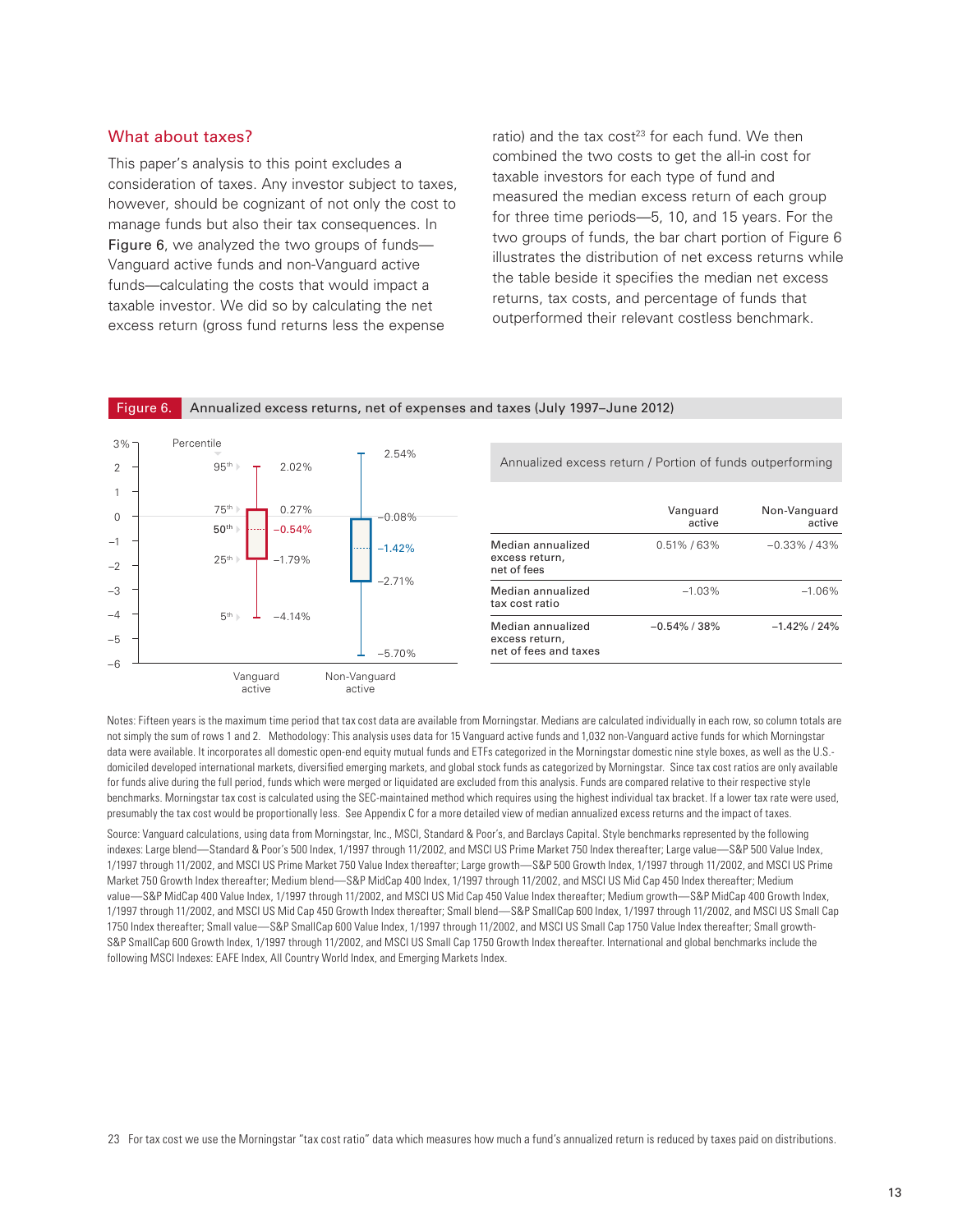## What about taxes?

This paper's analysis to this point excludes a consideration of taxes. Any investor subject to taxes, however, should be cognizant of not only the cost to manage funds but also their tax consequences. In Figure 6, we analyzed the two groups of funds—Vanguard active funds and non-Vanguard active funds—calculating the costs that would impact a taxable investor. We did so by calculating the net excess return (gross fund returns less the expense ratio) and the tax cost[23] for each fund. We then combined the two costs to get the all-in cost for taxable investors for each type of fund and measured the median excess return of each group for three time periods—5, 10, and 15 years. For the two groups of funds, the bar chart portion of Figure 6 illustrates the distribution of net excess returns while the table beside it specifies the median net excess returns, tax costs, and percentage of funds that outperformed their relevant costless benchmark.

**Figure 6.** Annualized excess returns, net of expenses and taxes (July 1997–June 2012)

| Percentile | Vanguard active | Non-Vanguard active |
|---|---|---|
| 95th | 2.02% | 2.54% |
| 75th | 0.27% | −0.08% |
| 50th | −0.54% | −1.42% |
| 25th | −1.79% | −2.71% |
| 5th | −4.14% | −5.70% |

Annualized excess return / Portion of funds outperforming

| | Vanguard active | Non-Vanguard active |
|---|---|---|
| Median annualized excess return, net of fees | 0.51% / 63% | −0.33% / 43% |
| Median annualized tax cost ratio | −1.03% | −1.06% |
| Median annualized excess return, net of fees and taxes | −0.54% / 38% | −1.42% / 24% |

Notes: Fifteen years is the maximum time period that tax cost data are available from Morningstar. Medians are calculated individually in each row, so column totals are not simply the sum of rows 1 and 2. Methodology: This analysis uses data for 15 Vanguard active funds and 1,032 non-Vanguard active funds for which Morningstar data were available. It incorporates all domestic open-end equity mutual funds and ETFs categorized in the Morningstar domestic nine style boxes, as well as the U.S.-domiciled developed international markets, diversified emerging markets, and global stock funds as categorized by Morningstar. Since tax cost ratios are only available for funds alive during the full period, funds which were merged or liquidated are excluded from this analysis. Funds are compared relative to their respective style benchmarks. Morningstar tax cost is calculated using the SEC-maintained method which requires using the highest individual tax bracket. If a lower tax rate were used, presumably the tax cost would be proportionally less. See Appendix C for a more detailed view of median annualized excess returns and the impact of taxes.

Source: Vanguard calculations, using data from Morningstar, Inc., MSCI, Standard & Poor's, and Barclays Capital. Style benchmarks represented by the following indexes: Large blend—Standard & Poor's 500 Index, 1/1997 through 11/2002, and MSCI US Prime Market 750 Index thereafter; Large value—S&P 500 Value Index, 1/1997 through 11/2002, and MSCI US Prime Market 750 Value Index thereafter; Large growth—S&P 500 Growth Index, 1/1997 through 11/2002, and MSCI US Prime Market 750 Growth Index thereafter; Medium blend—S&P MidCap 400 Index, 1/1997 through 11/2002, and MSCI US Mid Cap 450 Index thereafter; Medium value—S&P MidCap 400 Value Index, 1/1997 through 11/2002, and MSCI US Mid Cap 450 Value Index thereafter; Medium growth—S&P MidCap 400 Growth Index, 1/1997 through 11/2002, and MSCI US Mid Cap 450 Growth Index thereafter; Small blend—S&P SmallCap 600 Index, 1/1997 through 11/2002, and MSCI US Small Cap 1750 Index thereafter; Small value—S&P SmallCap 600 Value Index, 1/1997 through 11/2002, and MSCI US Small Cap 1750 Value Index thereafter; Small growth-S&P SmallCap 600 Growth Index, 1/1997 through 11/2002, and MSCI US Small Cap 1750 Growth Index thereafter. International and global benchmarks include the following MSCI Indexes: EAFE Index, All Country World Index, and Emerging Markets Index.

[23] For tax cost we use the Morningstar "tax cost ratio" data which measures how much a fund's annualized return is reduced by taxes paid on distributions.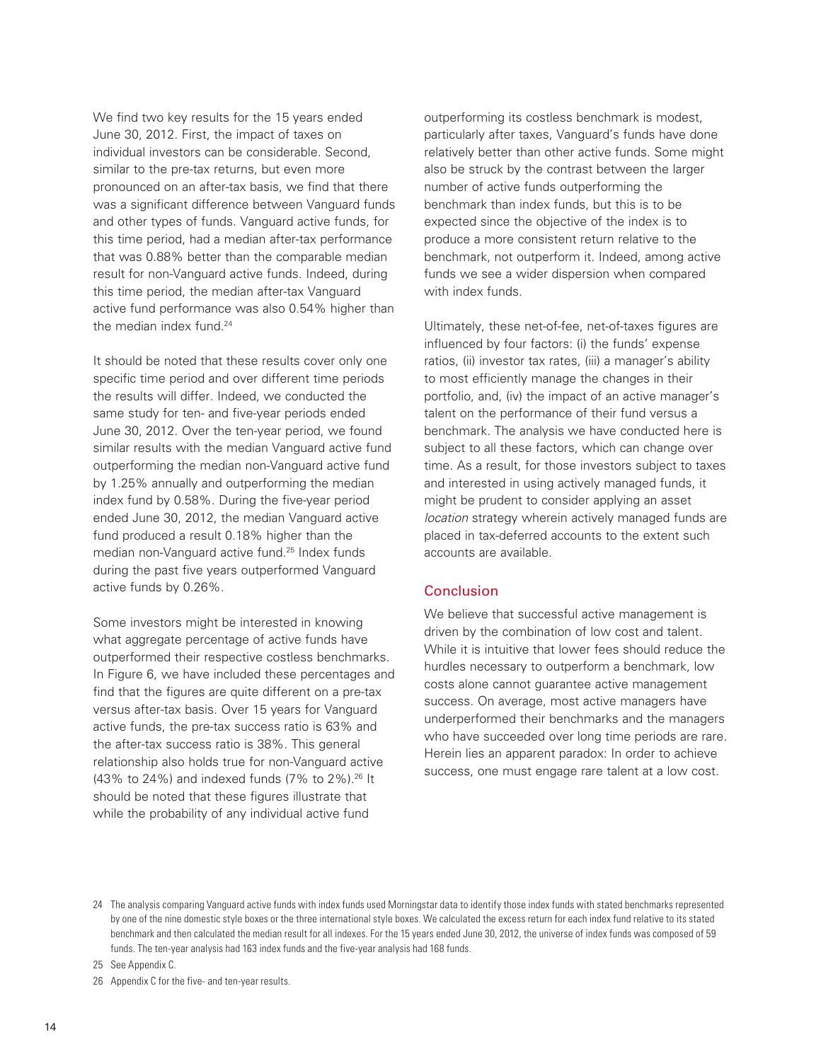We find two key results for the 15 years ended June 30, 2012. First, the impact of taxes on individual investors can be considerable. Second, similar to the pre-tax returns, but even more pronounced on an after-tax basis, we find that there was a significant difference between Vanguard funds and other types of funds. Vanguard active funds, for this time period, had a median after-tax performance that was 0.88% better than the comparable median result for non-Vanguard active funds. Indeed, during this time period, the median after-tax Vanguard active fund performance was also 0.54% higher than the median index fund.[24]

It should be noted that these results cover only one specific time period and over different time periods the results will differ. Indeed, we conducted the same study for ten- and five-year periods ended June 30, 2012. Over the ten-year period, we found similar results with the median Vanguard active fund outperforming the median non-Vanguard active fund by 1.25% annually and outperforming the median index fund by 0.58%. During the five-year period ended June 30, 2012, the median Vanguard active fund produced a result 0.18% higher than the median non-Vanguard active fund.[25] Index funds during the past five years outperformed Vanguard active funds by 0.26%.

Some investors might be interested in knowing what aggregate percentage of active funds have outperformed their respective costless benchmarks. In Figure 6, we have included these percentages and find that the figures are quite different on a pre-tax versus after-tax basis. Over 15 years for Vanguard active funds, the pre-tax success ratio is 63% and the after-tax success ratio is 38%. This general relationship also holds true for non-Vanguard active (43% to 24%) and indexed funds (7% to 2%).[26] It should be noted that these figures illustrate that while the probability of any individual active fund outperforming its costless benchmark is modest, particularly after taxes, Vanguard's funds have done relatively better than other active funds. Some might also be struck by the contrast between the larger number of active funds outperforming the benchmark than index funds, but this is to be expected since the objective of the index is to produce a more consistent return relative to the benchmark, not outperform it. Indeed, among active funds we see a wider dispersion when compared with index funds.

Ultimately, these net-of-fee, net-of-taxes figures are influenced by four factors: (i) the funds' expense ratios, (ii) investor tax rates, (iii) a manager's ability to most efficiently manage the changes in their portfolio, and, (iv) the impact of an active manager's talent on the performance of their fund versus a benchmark. The analysis we have conducted here is subject to all these factors, which can change over time. As a result, for those investors subject to taxes and interested in using actively managed funds, it might be prudent to consider applying an asset *location* strategy wherein actively managed funds are placed in tax-deferred accounts to the extent such accounts are available.

## Conclusion

We believe that successful active management is driven by the combination of low cost and talent. While it is intuitive that lower fees should reduce the hurdles necessary to outperform a benchmark, low costs alone cannot guarantee active management success. On average, most active managers have underperformed their benchmarks and the managers who have succeeded over long time periods are rare. Herein lies an apparent paradox: In order to achieve success, one must engage rare talent at a low cost.

---

24 The analysis comparing Vanguard active funds with index funds used Morningstar data to identify those index funds with stated benchmarks represented by one of the nine domestic style boxes or the three international style boxes. We calculated the excess return for each index fund relative to its stated benchmark and then calculated the median result for all indexes. For the 15 years ended June 30, 2012, the universe of index funds was composed of 59 funds. The ten-year analysis had 163 index funds and the five-year analysis had 168 funds.

25 See Appendix C.

26 Appendix C for the five- and ten-year results.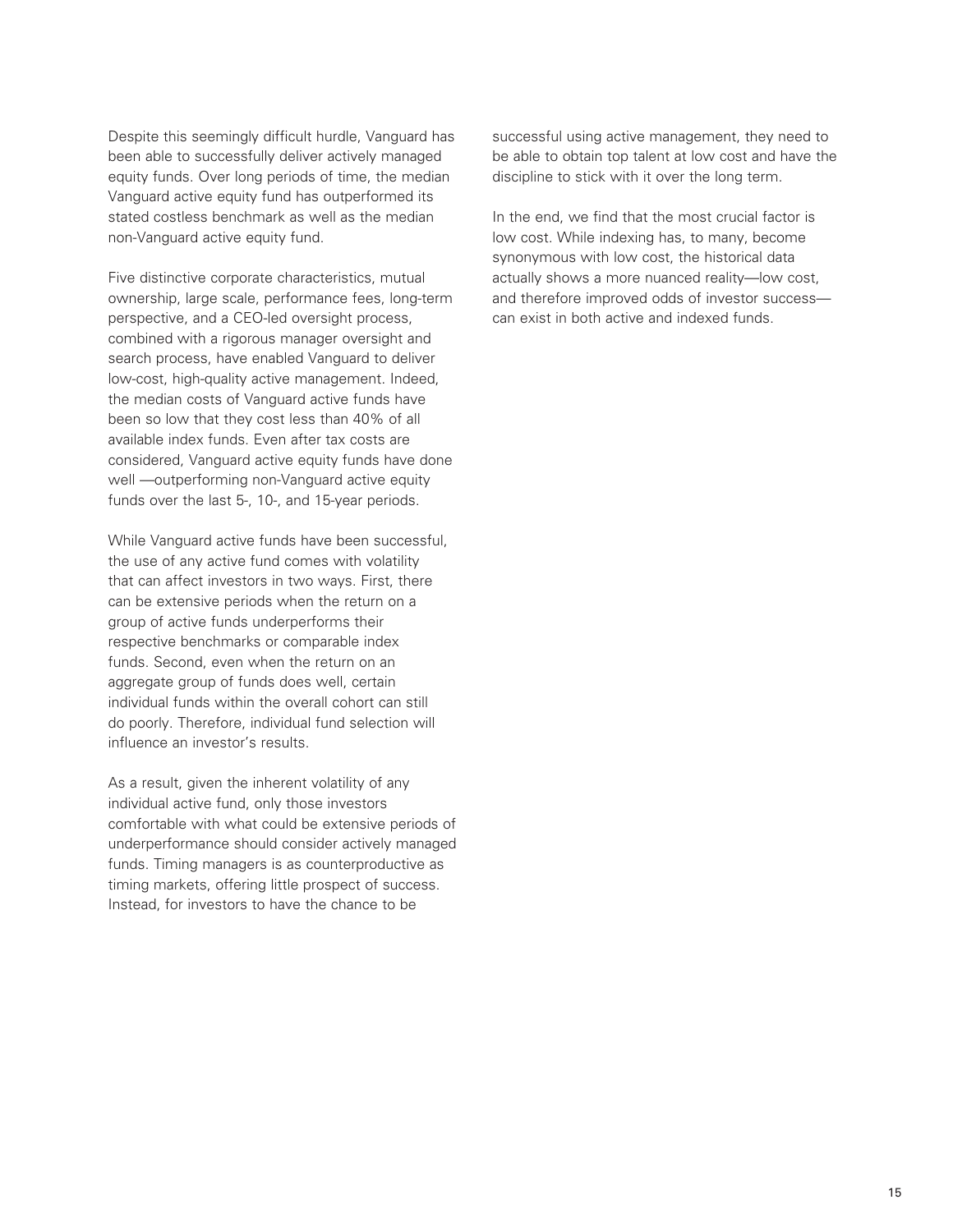Despite this seemingly difficult hurdle, Vanguard has been able to successfully deliver actively managed equity funds. Over long periods of time, the median Vanguard active equity fund has outperformed its stated costless benchmark as well as the median non-Vanguard active equity fund.

Five distinctive corporate characteristics, mutual ownership, large scale, performance fees, long-term perspective, and a CEO-led oversight process, combined with a rigorous manager oversight and search process, have enabled Vanguard to deliver low-cost, high-quality active management. Indeed, the median costs of Vanguard active funds have been so low that they cost less than 40% of all available index funds. Even after tax costs are considered, Vanguard active equity funds have done well —outperforming non-Vanguard active equity funds over the last 5-, 10-, and 15-year periods.

While Vanguard active funds have been successful, the use of any active fund comes with volatility that can affect investors in two ways. First, there can be extensive periods when the return on a group of active funds underperforms their respective benchmarks or comparable index funds. Second, even when the return on an aggregate group of funds does well, certain individual funds within the overall cohort can still do poorly. Therefore, individual fund selection will influence an investor's results.

As a result, given the inherent volatility of any individual active fund, only those investors comfortable with what could be extensive periods of underperformance should consider actively managed funds. Timing managers is as counterproductive as timing markets, offering little prospect of success. Instead, for investors to have the chance to be successful using active management, they need to be able to obtain top talent at low cost and have the discipline to stick with it over the long term.

In the end, we find that the most crucial factor is low cost. While indexing has, to many, become synonymous with low cost, the historical data actually shows a more nuanced reality—low cost, and therefore improved odds of investor success—can exist in both active and indexed funds.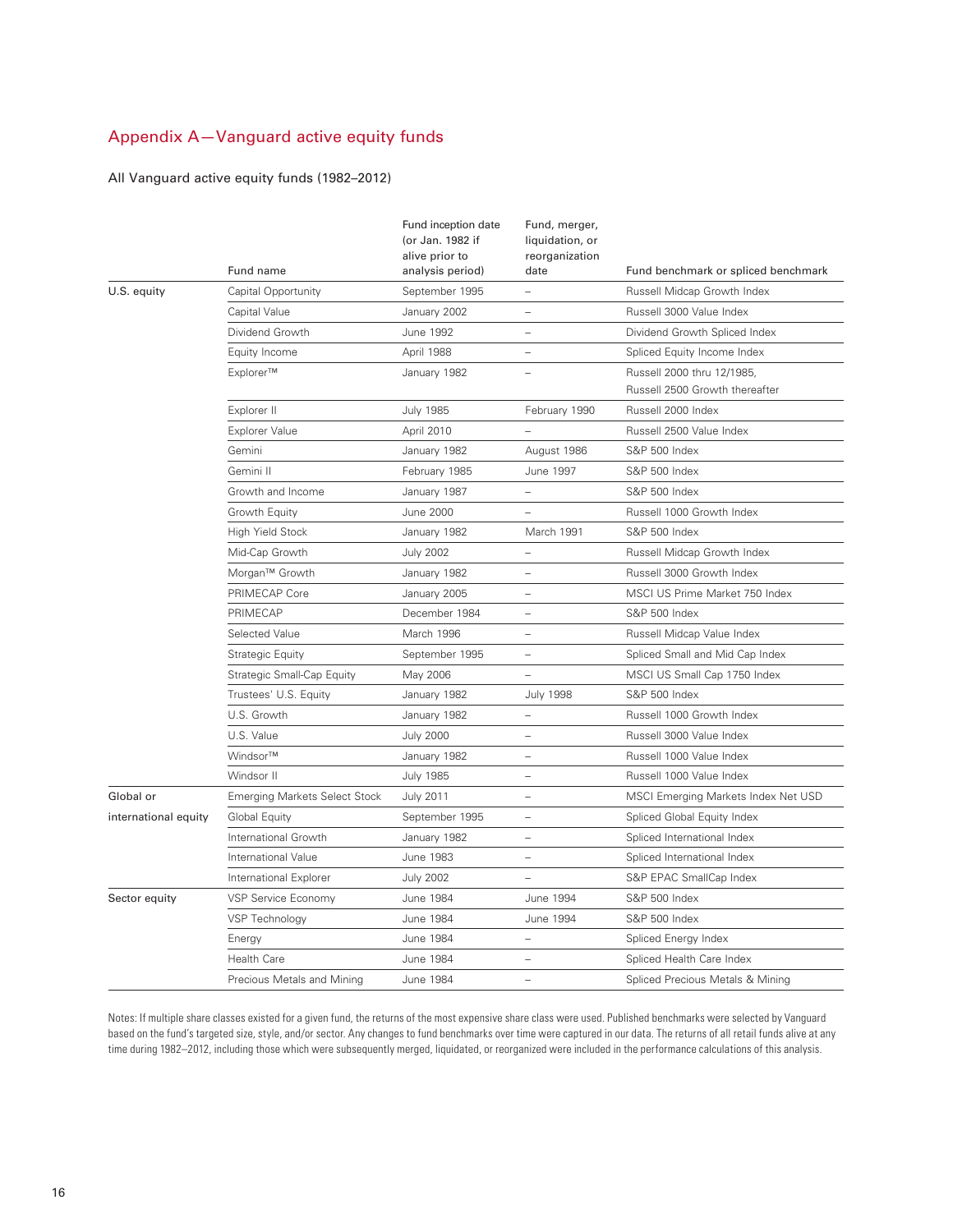## Appendix A—Vanguard active equity funds

All Vanguard active equity funds (1982–2012)

| | Fund name | Fund inception date (or Jan. 1982 if alive prior to analysis period) | Fund, merger, liquidation, or reorganization date | Fund benchmark or spliced benchmark |
|---|---|---|---|---|
| U.S. equity | Capital Opportunity | September 1995 | – | Russell Midcap Growth Index |
| | Capital Value | January 2002 | – | Russell 3000 Value Index |
| | Dividend Growth | June 1992 | – | Dividend Growth Spliced Index |
| | Equity Income | April 1988 | – | Spliced Equity Income Index |
| | Explorer™ | January 1982 | – | Russell 2000 thru 12/1985, Russell 2500 Growth thereafter |
| | Explorer II | July 1985 | February 1990 | Russell 2000 Index |
| | Explorer Value | April 2010 | – | Russell 2500 Value Index |
| | Gemini | January 1982 | August 1986 | S&P 500 Index |
| | Gemini II | February 1985 | June 1997 | S&P 500 Index |
| | Growth and Income | January 1987 | – | S&P 500 Index |
| | Growth Equity | June 2000 | – | Russell 1000 Growth Index |
| | High Yield Stock | January 1982 | March 1991 | S&P 500 Index |
| | Mid-Cap Growth | July 2002 | – | Russell Midcap Growth Index |
| | Morgan™ Growth | January 1982 | – | Russell 3000 Growth Index |
| | PRIMECAP Core | January 2005 | – | MSCI US Prime Market 750 Index |
| | PRIMECAP | December 1984 | – | S&P 500 Index |
| | Selected Value | March 1996 | – | Russell Midcap Value Index |
| | Strategic Equity | September 1995 | – | Spliced Small and Mid Cap Index |
| | Strategic Small-Cap Equity | May 2006 | – | MSCI US Small Cap 1750 Index |
| | Trustees' U.S. Equity | January 1982 | July 1998 | S&P 500 Index |
| | U.S. Growth | January 1982 | – | Russell 1000 Growth Index |
| | U.S. Value | July 2000 | – | Russell 3000 Value Index |
| | Windsor™ | January 1982 | – | Russell 1000 Value Index |
| | Windsor II | July 1985 | – | Russell 1000 Value Index |
| Global or international equity | Emerging Markets Select Stock | July 2011 | – | MSCI Emerging Markets Index Net USD |
| | Global Equity | September 1995 | – | Spliced Global Equity Index |
| | International Growth | January 1982 | – | Spliced International Index |
| | International Value | June 1983 | – | Spliced International Index |
| | International Explorer | July 2002 | – | S&P EPAC SmallCap Index |
| Sector equity | VSP Service Economy | June 1984 | June 1994 | S&P 500 Index |
| | VSP Technology | June 1984 | June 1994 | S&P 500 Index |
| | Energy | June 1984 | – | Spliced Energy Index |
| | Health Care | June 1984 | – | Spliced Health Care Index |
| | Precious Metals and Mining | June 1984 | – | Spliced Precious Metals & Mining |

Notes: If multiple share classes existed for a given fund, the returns of the most expensive share class were used. Published benchmarks were selected by Vanguard based on the fund's targeted size, style, and/or sector. Any changes to fund benchmarks over time were captured in our data. The returns of all retail funds alive at any time during 1982–2012, including those which were subsequently merged, liquidated, or reorganized were included in the performance calculations of this analysis.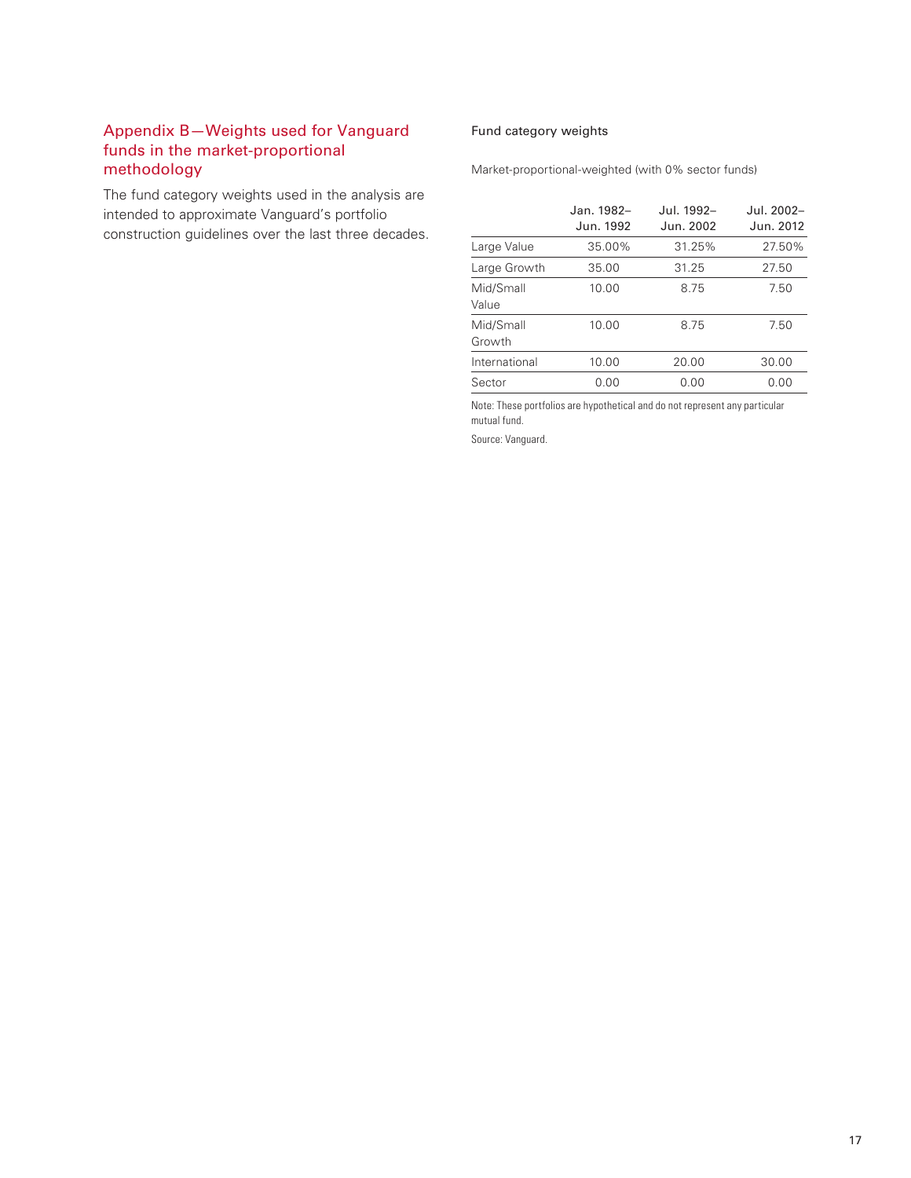## Appendix B—Weights used for Vanguard funds in the market-proportional methodology

The fund category weights used in the analysis are intended to approximate Vanguard's portfolio construction guidelines over the last three decades.

**Fund category weights**

Market-proportional-weighted (with 0% sector funds)

| | Jan. 1982–Jun. 1992 | Jul. 1992–Jun. 2002 | Jul. 2002–Jun. 2012 |
|---|---|---|---|
| Large Value | 35.00% | 31.25% | 27.50% |
| Large Growth | 35.00 | 31.25 | 27.50 |
| Mid/Small Value | 10.00 | 8.75 | 7.50 |
| Mid/Small Growth | 10.00 | 8.75 | 7.50 |
| International | 10.00 | 20.00 | 30.00 |
| Sector | 0.00 | 0.00 | 0.00 |

Note: These portfolios are hypothetical and do not represent any particular mutual fund.

Source: Vanguard.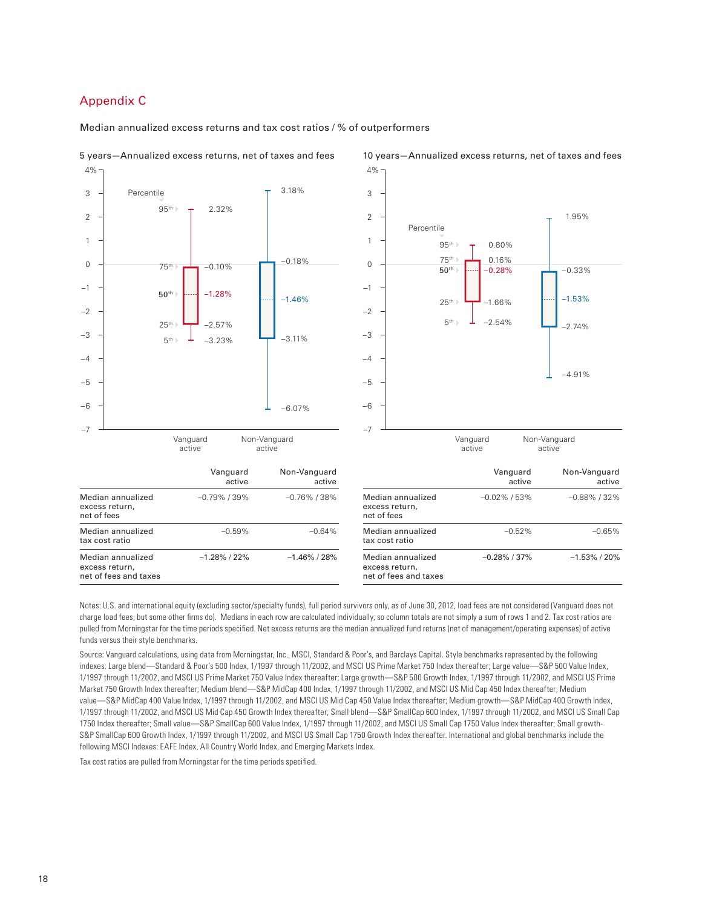## Appendix C

Median annualized excess returns and tax cost ratios / % of outperformers

**5 years—Annualized excess returns, net of taxes and fees**

| Percentile | Vanguard active | Non-Vanguard active |
|---|---|---|
| 95th | 2.32% | 3.18% |
| 75th | −0.10% | −0.18% |
| 50th | −1.28% | −1.46% |
| 25th | −2.57% | −3.11% |
| 5th | −3.23% | −6.07% |

| | Vanguard active | Non-Vanguard active |
|---|---|---|
| Median annualized excess return, net of fees | −0.79% / 39% | −0.76% / 38% |
| Median annualized tax cost ratio | −0.59% | −0.64% |
| Median annualized excess return, net of fees and taxes | −1.28% / 22% | −1.46% / 28% |

**10 years—Annualized excess returns, net of taxes and fees**

| Percentile | Vanguard active | Non-Vanguard active |
|---|---|---|
| 95th | 0.80% | 1.95% |
| 75th | 0.16% | −0.33% |
| 50th | −0.28% | −1.53% |
| 25th | −1.66% | −2.74% |
| 5th | −2.54% | −4.91% |

| | Vanguard active | Non-Vanguard active |
|---|---|---|
| Median annualized excess return, net of fees | −0.02% / 53% | −0.88% / 32% |
| Median annualized tax cost ratio | −0.52% | −0.65% |
| Median annualized excess return, net of fees and taxes | −0.28% / 37% | −1.53% / 20% |

Notes: U.S. and international equity (excluding sector/specialty funds), full period survivors only, as of June 30, 2012, load fees are not considered (Vanguard does not charge load fees, but some other firms do). Medians in each row are calculated individually, so column totals are not simply a sum of rows 1 and 2. Tax cost ratios are pulled from Morningstar for the time periods specified. Net excess returns are the median annualized fund returns (net of management/operating expenses) of active funds versus their style benchmarks.

Source: Vanguard calculations, using data from Morningstar, Inc., MSCI, Standard & Poor's, and Barclays Capital. Style benchmarks represented by the following indexes: Large blend—Standard & Poor's 500 Index, 1/1997 through 11/2002, and MSCI US Prime Market 750 Index thereafter; Large value—S&P 500 Value Index, 1/1997 through 11/2002, and MSCI US Prime Market 750 Value Index thereafter; Large growth—S&P 500 Growth Index, 1/1997 through 11/2002, and MSCI US Prime Market 750 Growth Index thereafter; Medium blend—S&P MidCap 400 Index, 1/1997 through 11/2002, and MSCI US Mid Cap 450 Index thereafter; Medium value—S&P MidCap 400 Value Index, 1/1997 through 11/2002, and MSCI US Mid Cap 450 Value Index thereafter; Medium growth—S&P MidCap 400 Growth Index, 1/1997 through 11/2002, and MSCI US Mid Cap 450 Growth Index thereafter; Small blend—S&P SmallCap 600 Index, 1/1997 through 11/2002, and MSCI US Small Cap 1750 Index thereafter; Small value—S&P SmallCap 600 Value Index, 1/1997 through 11/2002, and MSCI US Small Cap 1750 Value Index thereafter; Small growth-S&P SmallCap 600 Growth Index, 1/1997 through 11/2002, and MSCI US Small Cap 1750 Growth Index thereafter. International and global benchmarks include the following MSCI Indexes: EAFE Index, All Country World Index, and Emerging Markets Index.

Tax cost ratios are pulled from Morningstar for the time periods specified.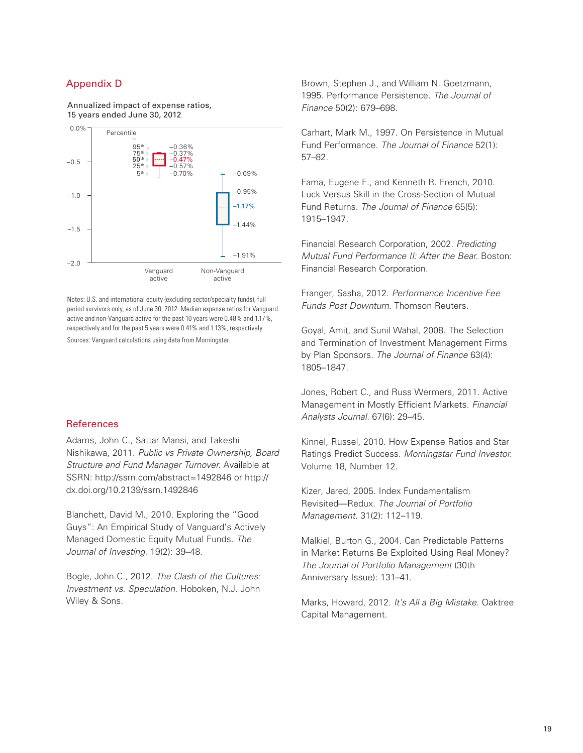## Appendix D

Annualized impact of expense ratios, 15 years ended June 30, 2012

| Percentile | Vanguard active | Non-Vanguard active |
|---|---|---|
| 95th | −0.36% | −0.69% |
| 75th | −0.37% | −0.95% |
| 50th | −0.47% | −1.17% |
| 25th | −0.57% | −1.44% |
| 5th | −0.70% | −1.91% |

Notes: U.S. and international equity (excluding sector/specialty funds), full period survivors only, as of June 30, 2012. Median expense ratios for Vanguard active and non-Vanguard active for the past 10 years were 0.48% and 1.17%, respectively and for the past 5 years were 0.41% and 1.13%, respectively.

Sources: Vanguard calculations using data from Morningstar.

## References

Adams, John C., Sattar Mansi, and Takeshi Nishikawa, 2011. *Public vs Private Ownership, Board Structure and Fund Manager Turnover.* Available at SSRN: http://ssrn.com/abstract=1492846 or http://dx.doi.org/10.2139/ssrn.1492846

Blanchett, David M., 2010. Exploring the "Good Guys": An Empirical Study of Vanguard's Actively Managed Domestic Equity Mutual Funds. *The Journal of Investing.* 19(2): 39–48.

Bogle, John C., 2012. *The Clash of the Cultures: Investment vs. Speculation.* Hoboken, N.J. John Wiley & Sons.

Brown, Stephen J., and William N. Goetzmann, 1995. Performance Persistence. *The Journal of Finance* 50(2): 679–698.

Carhart, Mark M., 1997. On Persistence in Mutual Fund Performance. *The Journal of Finance* 52(1): 57–82.

Fama, Eugene F., and Kenneth R. French, 2010. Luck Versus Skill in the Cross-Section of Mutual Fund Returns. *The Journal of Finance* 65(5): 1915–1947.

Financial Research Corporation, 2002. *Predicting Mutual Fund Performance II: After the Bear.* Boston: Financial Research Corporation.

Franger, Sasha, 2012. *Performance Incentive Fee Funds Post Downturn.* Thomson Reuters.

Goyal, Amit, and Sunil Wahal, 2008. The Selection and Termination of Investment Management Firms by Plan Sponsors. *The Journal of Finance* 63(4): 1805–1847.

Jones, Robert C., and Russ Wermers, 2011. Active Management in Mostly Efficient Markets. *Financial Analysts Journal.* 67(6): 29–45.

Kinnel, Russel, 2010. How Expense Ratios and Star Ratings Predict Success. *Morningstar Fund Investor.* Volume 18, Number 12.

Kizer, Jared, 2005. Index Fundamentalism Revisited—Redux. *The Journal of Portfolio Management.* 31(2): 112–119.

Malkiel, Burton G., 2004. Can Predictable Patterns in Market Returns Be Exploited Using Real Money? *The Journal of Portfolio Management* (30th Anniversary Issue): 131–41.

Marks, Howard, 2012. *It's All a Big Mistake.* Oaktree Capital Management.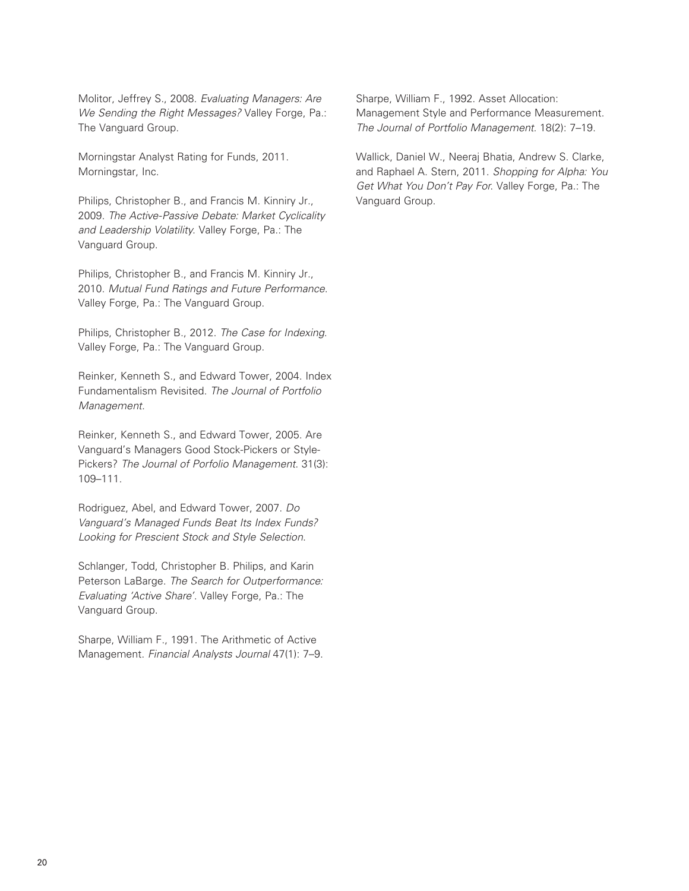Molitor, Jeffrey S., 2008. *Evaluating Managers: Are We Sending the Right Messages?* Valley Forge, Pa.: The Vanguard Group.

Morningstar Analyst Rating for Funds, 2011. Morningstar, Inc.

Philips, Christopher B., and Francis M. Kinniry Jr., 2009. *The Active-Passive Debate: Market Cyclicality and Leadership Volatility*. Valley Forge, Pa.: The Vanguard Group.

Philips, Christopher B., and Francis M. Kinniry Jr., 2010. *Mutual Fund Ratings and Future Performance*. Valley Forge, Pa.: The Vanguard Group.

Philips, Christopher B., 2012. *The Case for Indexing*. Valley Forge, Pa.: The Vanguard Group.

Reinker, Kenneth S., and Edward Tower, 2004. Index Fundamentalism Revisited. *The Journal of Portfolio Management*.

Reinker, Kenneth S., and Edward Tower, 2005. Are Vanguard's Managers Good Stock-Pickers or Style-Pickers? *The Journal of Porfolio Management*. 31(3): 109–111.

Rodriguez, Abel, and Edward Tower, 2007. *Do Vanguard's Managed Funds Beat Its Index Funds? Looking for Prescient Stock and Style Selection*.

Schlanger, Todd, Christopher B. Philips, and Karin Peterson LaBarge. *The Search for Outperformance: Evaluating 'Active Share'*. Valley Forge, Pa.: The Vanguard Group.

Sharpe, William F., 1991. The Arithmetic of Active Management. *Financial Analysts Journal* 47(1): 7–9.

Sharpe, William F., 1992. Asset Allocation: Management Style and Performance Measurement. *The Journal of Portfolio Management*. 18(2): 7–19.

Wallick, Daniel W., Neeraj Bhatia, Andrew S. Clarke, and Raphael A. Stern, 2011. *Shopping for Alpha: You Get What You Don't Pay For*. Valley Forge, Pa.: The Vanguard Group.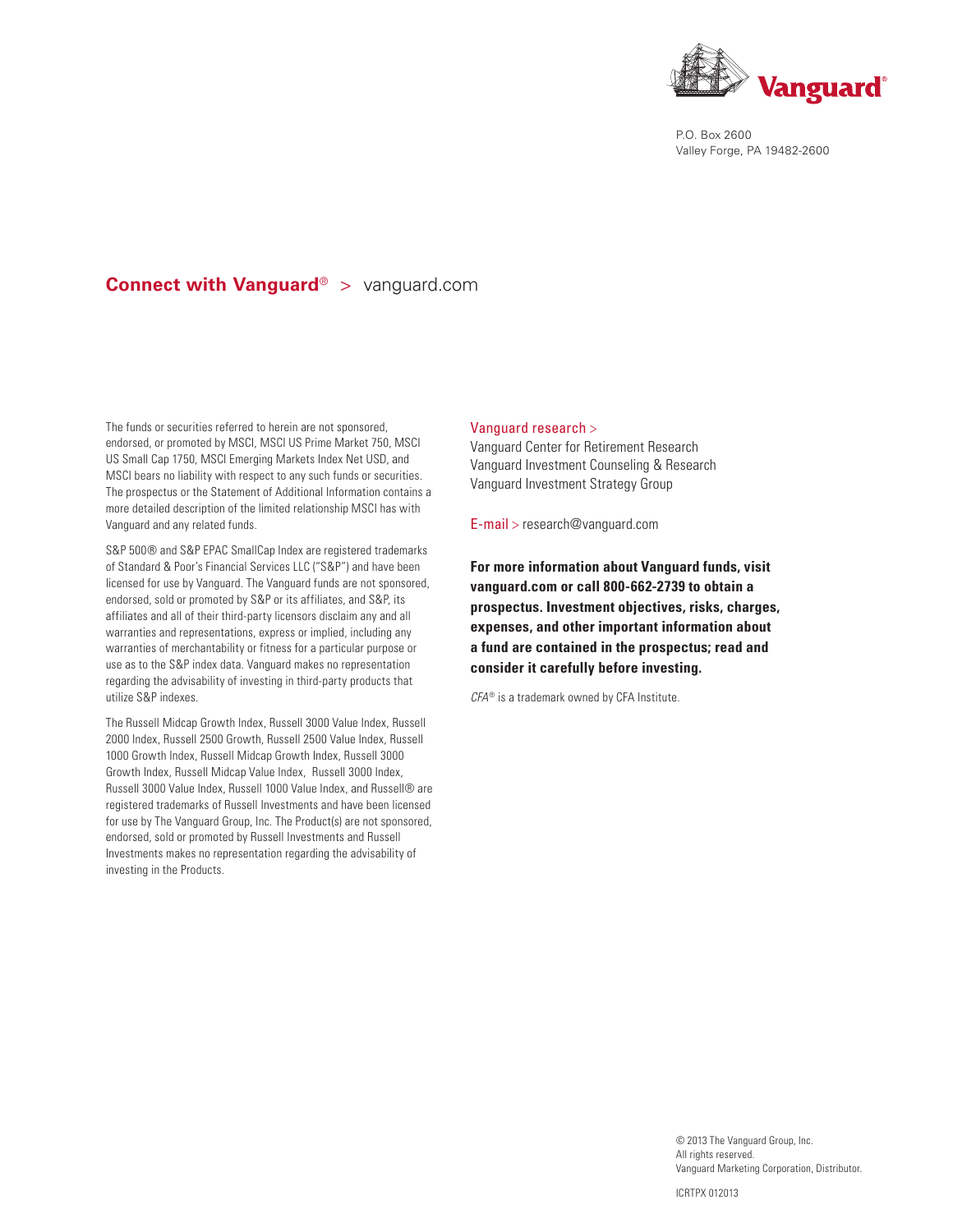Vanguard®

P.O. Box 2600
Valley Forge, PA 19482-2600

**Connect with Vanguard®** > vanguard.com

The funds or securities referred to herein are not sponsored, endorsed, or promoted by MSCI, MSCI US Prime Market 750, MSCI US Small Cap 1750, MSCI Emerging Markets Index Net USD, and MSCI bears no liability with respect to any such funds or securities. The prospectus or the Statement of Additional Information contains a more detailed description of the limited relationship MSCI has with Vanguard and any related funds.

S&P 500® and S&P EPAC SmallCap Index are registered trademarks of Standard & Poor's Financial Services LLC ("S&P") and have been licensed for use by Vanguard. The Vanguard funds are not sponsored, endorsed, sold or promoted by S&P or its affiliates, and S&P, its affiliates and all of their third-party licensors disclaim any and all warranties and representations, express or implied, including any warranties of merchantability or fitness for a particular purpose or use as to the S&P index data. Vanguard makes no representation regarding the advisability of investing in third-party products that utilize S&P indexes.

The Russell Midcap Growth Index, Russell 3000 Value Index, Russell 2000 Index, Russell 2500 Growth, Russell 2500 Value Index, Russell 1000 Growth Index, Russell Midcap Growth Index, Russell 3000 Growth Index, Russell Midcap Value Index, Russell 3000 Index, Russell 3000 Value Index, Russell 1000 Value Index, and Russell® are registered trademarks of Russell Investments and have been licensed for use by The Vanguard Group, Inc. The Product(s) are not sponsored, endorsed, sold or promoted by Russell Investments and Russell Investments makes no representation regarding the advisability of investing in the Products.

Vanguard research >
Vanguard Center for Retirement Research
Vanguard Investment Counseling & Research
Vanguard Investment Strategy Group

E-mail > research@vanguard.com

**For more information about Vanguard funds, visit vanguard.com or call 800-662-2739 to obtain a prospectus. Investment objectives, risks, charges, expenses, and other important information about a fund are contained in the prospectus; read and consider it carefully before investing.**

*CFA®* is a trademark owned by CFA Institute.

© 2013 The Vanguard Group, Inc.
All rights reserved.
Vanguard Marketing Corporation, Distributor.

ICRTPX 012013